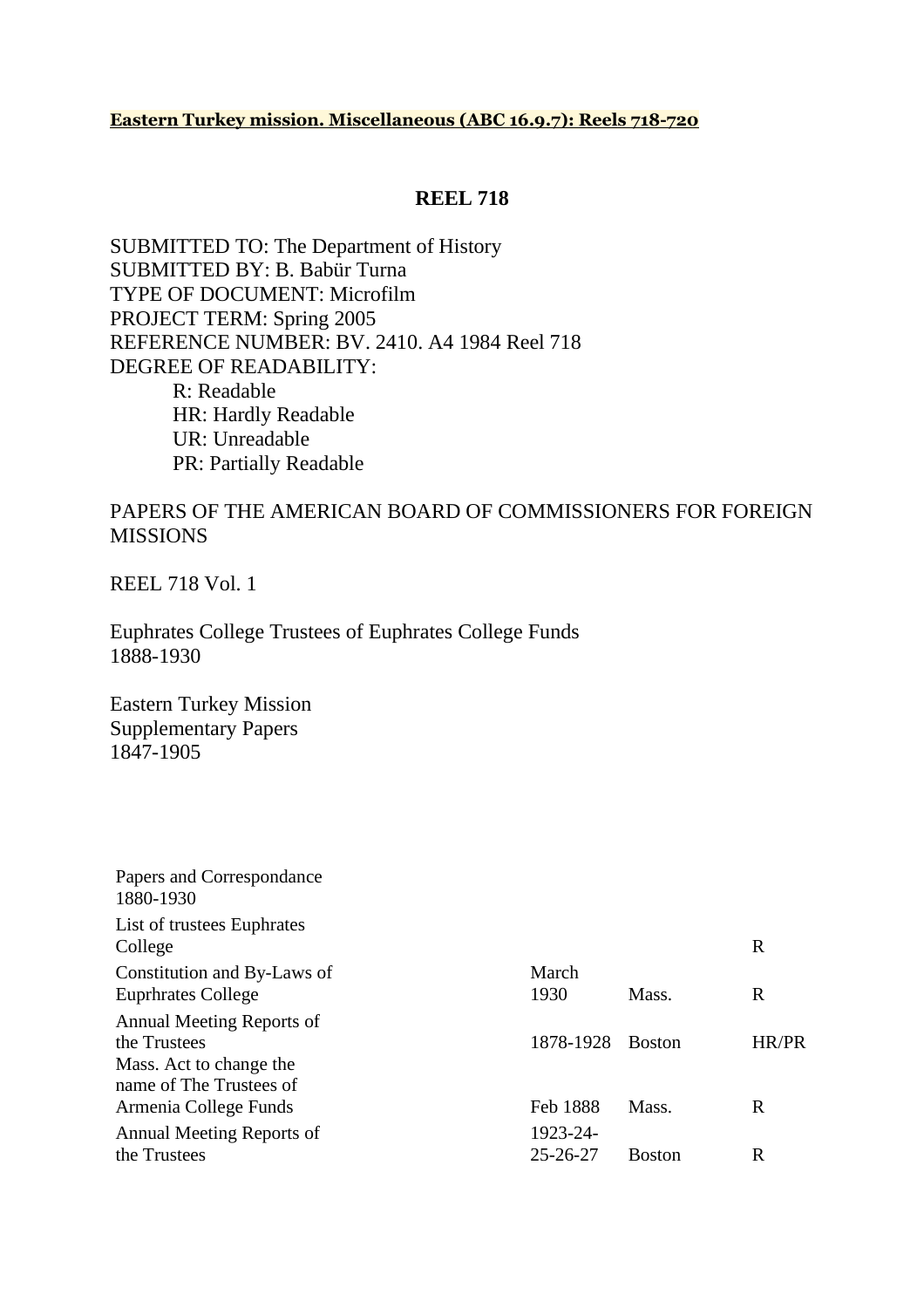**Eastern Turkey mission. Miscellaneous (ABC 16.9.7): Reels 718-720**

## REEL 718

SUBMITTED TO: The Department of History
SUBMITTED BY: B. Babür Turna
TYPE OF DOCUMENT: Microfilm
PROJECT TERM: Spring 2005
REFERENCE NUMBER: BV. 2410. A4 1984 Reel 718
DEGREE OF READABILITY:

- R: Readable
- HR: Hardly Readable
- UR: Unreadable
- PR: Partially Readable

PAPERS OF THE AMERICAN BOARD OF COMMISSIONERS FOR FOREIGN MISSIONS

REEL 718 Vol. 1

Euphrates College Trustees of Euphrates College Funds
1888-1930

Eastern Turkey Mission
Supplementary Papers
1847-1905

| | | | |
|---|---|---|---|
| Papers and Correspondance 1880-1930 | | | |
| List of trustees Euphrates College | | | R |
| Constitution and By-Laws of Euprhrates College | March 1930 | Mass. | R |
| Annual Meeting Reports of the Trustees | 1878-1928 | Boston | HR/PR |
| Mass. Act to change the name of The Trustees of Armenia College Funds | Feb 1888 | Mass. | R |
| Annual Meeting Reports of the Trustees | 1923-24-25-26-27 | Boston | R |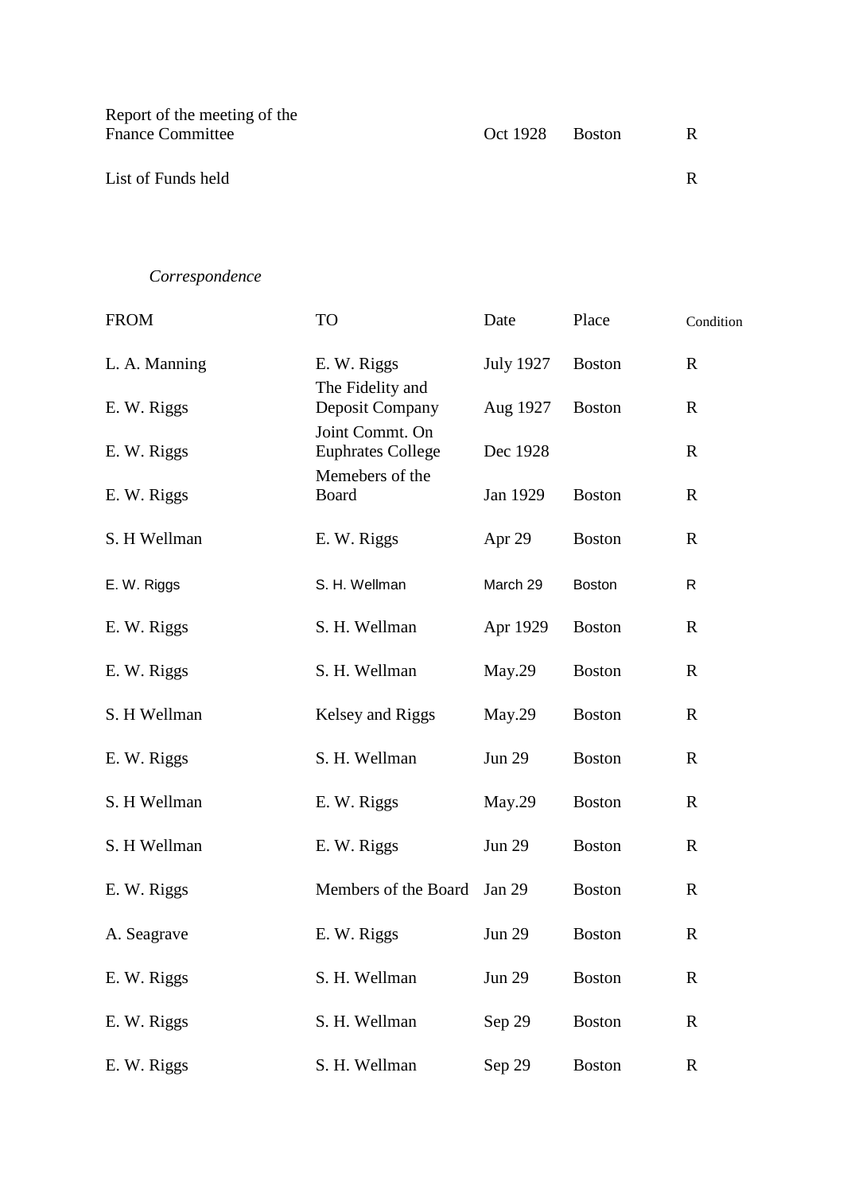| | | | | |
|---|---|---|---|---|
| Report of the meeting of the Fnance Committee | | Oct 1928 | Boston | R |
| List of Funds held | | | | R |

*Correspondence*

| FROM | TO | Date | Place | Condition |
|---|---|---|---|---|
| L. A. Manning | E. W. Riggs | July 1927 | Boston | R |
| E. W. Riggs | The Fidelity and Deposit Company | Aug 1927 | Boston | R |
| E. W. Riggs | Joint Commt. On Euphrates College | Dec 1928 | | R |
| E. W. Riggs | Memebers of the Board | Jan 1929 | Boston | R |
| S. H Wellman | E. W. Riggs | Apr 29 | Boston | R |
| E. W. Riggs | S. H. Wellman | March 29 | Boston | R |
| E. W. Riggs | S. H. Wellman | Apr 1929 | Boston | R |
| E. W. Riggs | S. H. Wellman | May.29 | Boston | R |
| S. H Wellman | Kelsey and Riggs | May.29 | Boston | R |
| E. W. Riggs | S. H. Wellman | Jun 29 | Boston | R |
| S. H Wellman | E. W. Riggs | May.29 | Boston | R |
| S. H Wellman | E. W. Riggs | Jun 29 | Boston | R |
| E. W. Riggs | Members of the Board | Jan 29 | Boston | R |
| A. Seagrave | E. W. Riggs | Jun 29 | Boston | R |
| E. W. Riggs | S. H. Wellman | Jun 29 | Boston | R |
| E. W. Riggs | S. H. Wellman | Sep 29 | Boston | R |
| E. W. Riggs | S. H. Wellman | Sep 29 | Boston | R |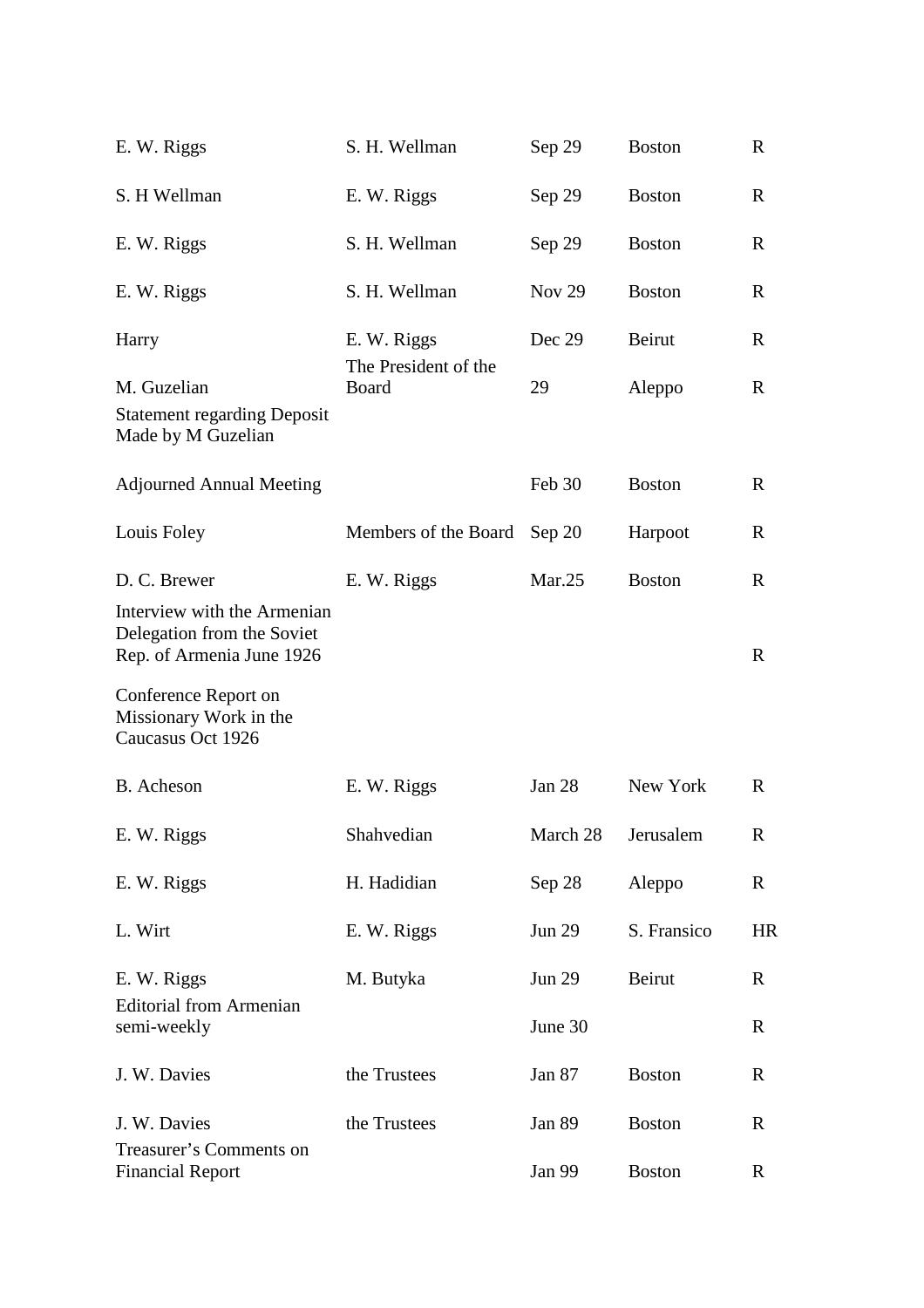| | | | | |
|---|---|---|---|---|
| E. W. Riggs | S. H. Wellman | Sep 29 | Boston | R |
| S. H Wellman | E. W. Riggs | Sep 29 | Boston | R |
| E. W. Riggs | S. H. Wellman | Sep 29 | Boston | R |
| E. W. Riggs | S. H. Wellman | Nov 29 | Boston | R |
| Harry | E. W. Riggs | Dec 29 | Beirut | R |
| M. Guzelian | The President of the Board | 29 | Aleppo | R |
| Statement regarding Deposit Made by M Guzelian | | | | |
| Adjourned Annual Meeting | | Feb 30 | Boston | R |
| Louis Foley | Members of the Board | Sep 20 | Harpoot | R |
| D. C. Brewer | E. W. Riggs | Mar.25 | Boston | R |
| Interview with the Armenian Delegation from the Soviet Rep. of Armenia June 1926 | | | | R |
| Conference Report on Missionary Work in the Caucasus Oct 1926 | | | | |
| B. Acheson | E. W. Riggs | Jan 28 | New York | R |
| E. W. Riggs | Shahvedian | March 28 | Jerusalem | R |
| E. W. Riggs | H. Hadidian | Sep 28 | Aleppo | R |
| L. Wirt | E. W. Riggs | Jun 29 | S. Fransico | HR |
| E. W. Riggs | M. Butyka | Jun 29 | Beirut | R |
| Editorial from Armenian semi-weekly | | June 30 | | R |
| J. W. Davies | the Trustees | Jan 87 | Boston | R |
| J. W. Davies | the Trustees | Jan 89 | Boston | R |
| Treasurer's Comments on Financial Report | | Jan 99 | Boston | R |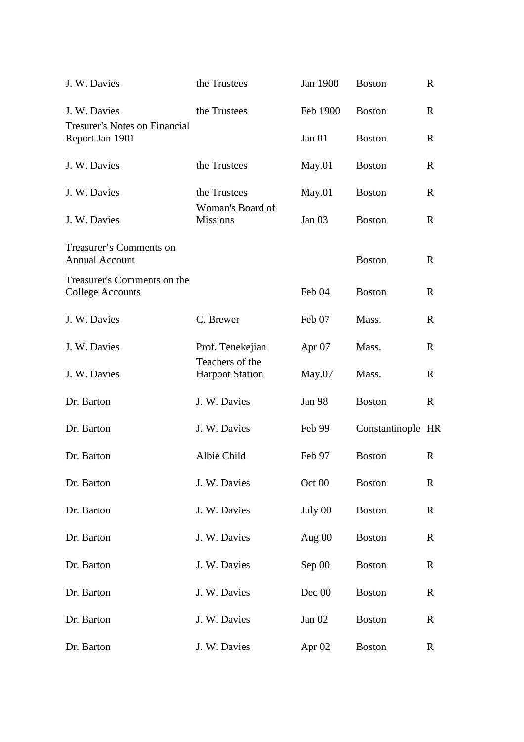| | | | | |
|---|---|---|---|---|
| J. W. Davies | the Trustees | Jan 1900 | Boston | R |
| J. W. Davies | the Trustees | Feb 1900 | Boston | R |
| Tresurer's Notes on Financial Report Jan 1901 | | Jan 01 | Boston | R |
| J. W. Davies | the Trustees | May.01 | Boston | R |
| J. W. Davies | the Trustees | May.01 | Boston | R |
| J. W. Davies | Woman's Board of Missions | Jan 03 | Boston | R |
| Treasurer's Comments on Annual Account | | | Boston | R |
| Treasurer's Comments on the College Accounts | | Feb 04 | Boston | R |
| J. W. Davies | C. Brewer | Feb 07 | Mass. | R |
| J. W. Davies | Prof. Tenekejian | Apr 07 | Mass. | R |
| J. W. Davies | Teachers of the Harpoot Station | May.07 | Mass. | R |
| Dr. Barton | J. W. Davies | Jan 98 | Boston | R |
| Dr. Barton | J. W. Davies | Feb 99 | Constantinople | HR |
| Dr. Barton | Albie Child | Feb 97 | Boston | R |
| Dr. Barton | J. W. Davies | Oct 00 | Boston | R |
| Dr. Barton | J. W. Davies | July 00 | Boston | R |
| Dr. Barton | J. W. Davies | Aug 00 | Boston | R |
| Dr. Barton | J. W. Davies | Sep 00 | Boston | R |
| Dr. Barton | J. W. Davies | Dec 00 | Boston | R |
| Dr. Barton | J. W. Davies | Jan 02 | Boston | R |
| Dr. Barton | J. W. Davies | Apr 02 | Boston | R |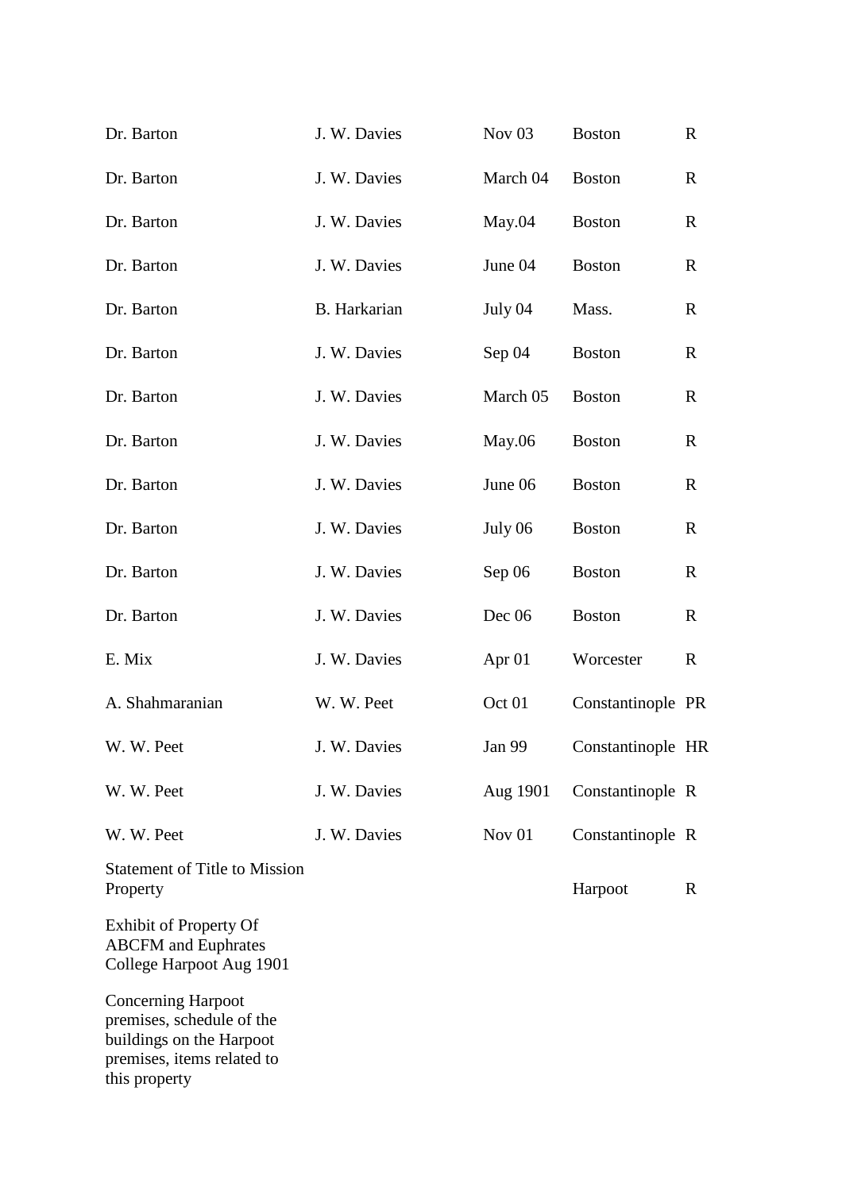| | | | | |
|---|---|---|---|---|
| Dr. Barton | J. W. Davies | Nov 03 | Boston | R |
| Dr. Barton | J. W. Davies | March 04 | Boston | R |
| Dr. Barton | J. W. Davies | May.04 | Boston | R |
| Dr. Barton | J. W. Davies | June 04 | Boston | R |
| Dr. Barton | B. Harkarian | July 04 | Mass. | R |
| Dr. Barton | J. W. Davies | Sep 04 | Boston | R |
| Dr. Barton | J. W. Davies | March 05 | Boston | R |
| Dr. Barton | J. W. Davies | May.06 | Boston | R |
| Dr. Barton | J. W. Davies | June 06 | Boston | R |
| Dr. Barton | J. W. Davies | July 06 | Boston | R |
| Dr. Barton | J. W. Davies | Sep 06 | Boston | R |
| Dr. Barton | J. W. Davies | Dec 06 | Boston | R |
| E. Mix | J. W. Davies | Apr 01 | Worcester | R |
| A. Shahmaranian | W. W. Peet | Oct 01 | Constantinople | PR |
| W. W. Peet | J. W. Davies | Jan 99 | Constantinople | HR |
| W. W. Peet | J. W. Davies | Aug 1901 | Constantinople | R |
| W. W. Peet | J. W. Davies | Nov 01 | Constantinople | R |
| Statement of Title to Mission Property | | | Harpoot | R |
| Exhibit of Property Of ABCFM and Euphrates College Harpoot Aug 1901 | | | | |
| Concerning Harpoot premises, schedule of the buildings on the Harpoot premises, items related to this property | | | | |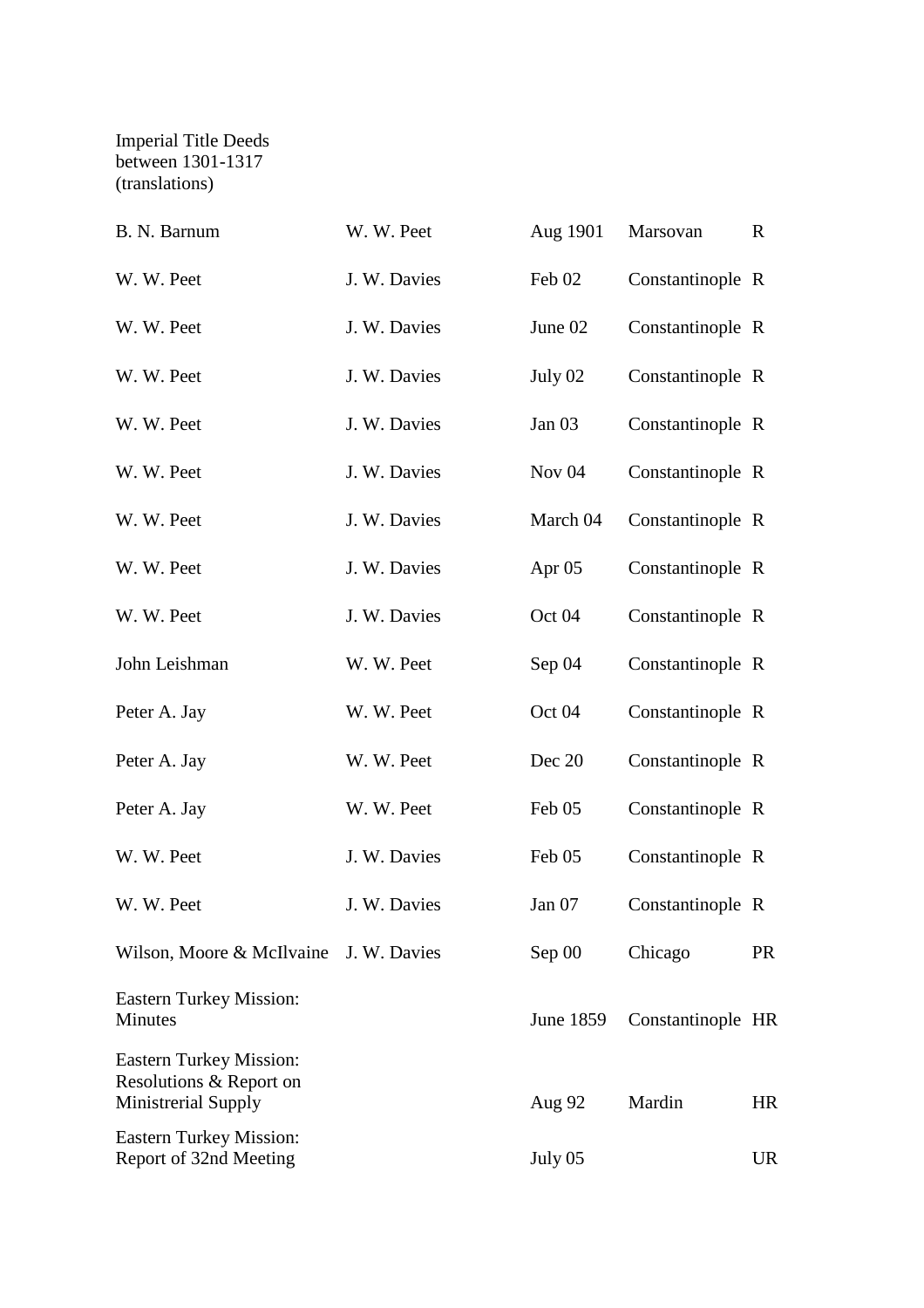Imperial Title Deeds
between 1301-1317
(translations)

| | | | | |
|---|---|---|---|---|
| B. N. Barnum | W. W. Peet | Aug 1901 | Marsovan | R |
| W. W. Peet | J. W. Davies | Feb 02 | Constantinople | R |
| W. W. Peet | J. W. Davies | June 02 | Constantinople | R |
| W. W. Peet | J. W. Davies | July 02 | Constantinople | R |
| W. W. Peet | J. W. Davies | Jan 03 | Constantinople | R |
| W. W. Peet | J. W. Davies | Nov 04 | Constantinople | R |
| W. W. Peet | J. W. Davies | March 04 | Constantinople | R |
| W. W. Peet | J. W. Davies | Apr 05 | Constantinople | R |
| W. W. Peet | J. W. Davies | Oct 04 | Constantinople | R |
| John Leishman | W. W. Peet | Sep 04 | Constantinople | R |
| Peter A. Jay | W. W. Peet | Oct 04 | Constantinople | R |
| Peter A. Jay | W. W. Peet | Dec 20 | Constantinople | R |
| Peter A. Jay | W. W. Peet | Feb 05 | Constantinople | R |
| W. W. Peet | J. W. Davies | Feb 05 | Constantinople | R |
| W. W. Peet | J. W. Davies | Jan 07 | Constantinople | R |
| Wilson, Moore & McIlvaine | J. W. Davies | Sep 00 | Chicago | PR |
| Eastern Turkey Mission: Minutes | | June 1859 | Constantinople | HR |
| Eastern Turkey Mission: Resolutions & Report on Ministrerial Supply | | Aug 92 | Mardin | HR |
| Eastern Turkey Mission: Report of 32nd Meeting | | July 05 | | UR |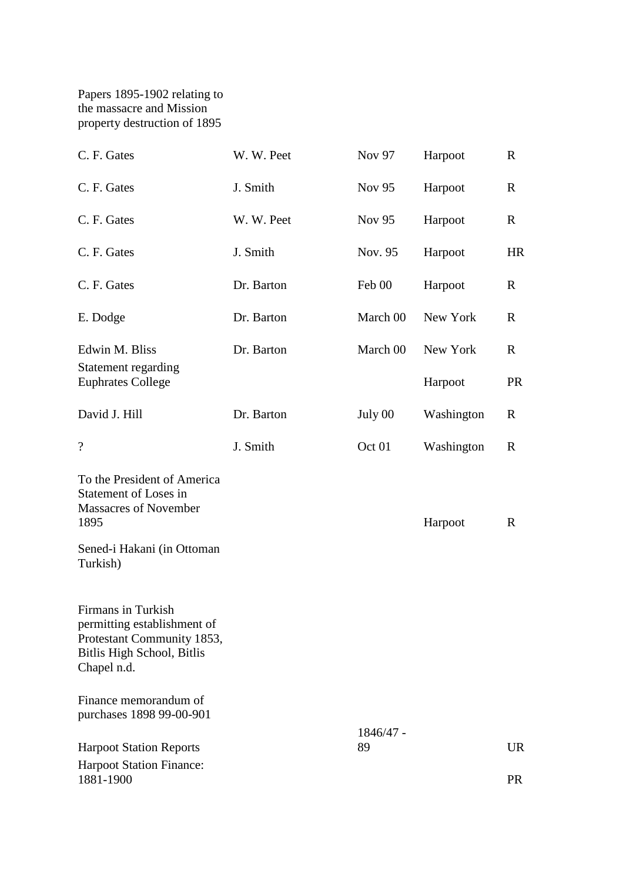| | | | | |
|---|---|---|---|---|
| Papers 1895-1902 relating to the massacre and Mission property destruction of 1895 | | | | |
| C. F. Gates | W. W. Peet | Nov 97 | Harpoot | R |
| C. F. Gates | J. Smith | Nov 95 | Harpoot | R |
| C. F. Gates | W. W. Peet | Nov 95 | Harpoot | R |
| C. F. Gates | J. Smith | Nov. 95 | Harpoot | HR |
| C. F. Gates | Dr. Barton | Feb 00 | Harpoot | R |
| E. Dodge | Dr. Barton | March 00 | New York | R |
| Edwin M. Bliss | Dr. Barton | March 00 | New York | R |
| Statement regarding Euphrates College | | | Harpoot | PR |
| David J. Hill | Dr. Barton | July 00 | Washington | R |
| ? | J. Smith | Oct 01 | Washington | R |
| To the President of America Statement of Loses in Massacres of November 1895 | | | Harpoot | R |
| Sened-i Hakani (in Ottoman Turkish) | | | | |
| Firmans in Turkish permitting establishment of Protestant Community 1853, Bitlis High School, Bitlis Chapel n.d. | | | | |
| Finance memorandum of purchases 1898 99-00-901 | | | | |
| Harpoot Station Reports | | 1846/47 - 89 | | UR |
| Harpoot Station Finance: 1881-1900 | | | | PR |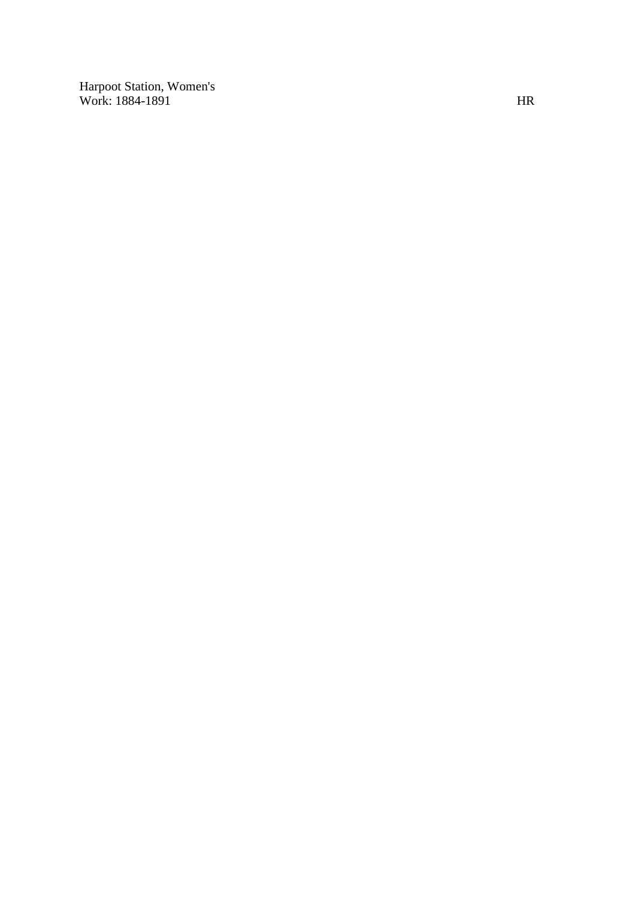Harpoot Station, Women's Work: 1884-1891 HR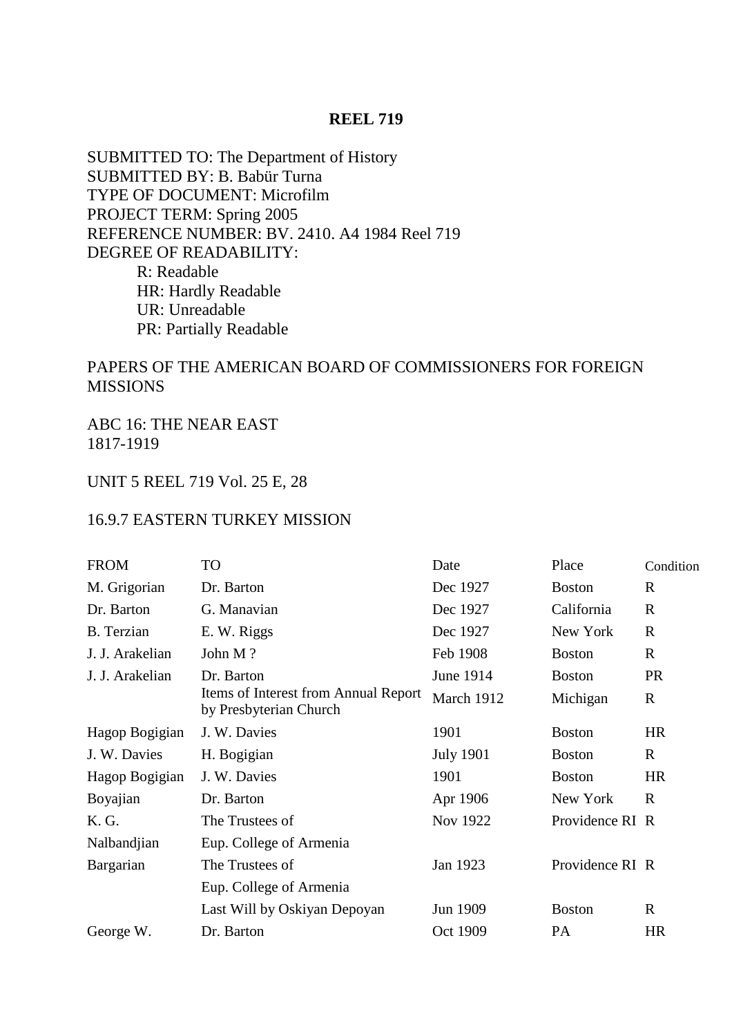**REEL 719**

SUBMITTED TO: The Department of History
SUBMITTED BY: B. Babür Turna
TYPE OF DOCUMENT: Microfilm
PROJECT TERM: Spring 2005
REFERENCE NUMBER: BV. 2410. A4 1984 Reel 719
DEGREE OF READABILITY:

- R: Readable
- HR: Hardly Readable
- UR: Unreadable
- PR: Partially Readable

PAPERS OF THE AMERICAN BOARD OF COMMISSIONERS FOR FOREIGN MISSIONS

ABC 16: THE NEAR EAST
1817-1919

UNIT 5 REEL 719 Vol. 25 E, 28

16.9.7 EASTERN TURKEY MISSION

| FROM | TO | Date | Place | Condition |
|---|---|---|---|---|
| M. Grigorian | Dr. Barton | Dec 1927 | Boston | R |
| Dr. Barton | G. Manavian | Dec 1927 | California | R |
| B. Terzian | E. W. Riggs | Dec 1927 | New York | R |
| J. J. Arakelian | John M ? | Feb 1908 | Boston | R |
| J. J. Arakelian | Dr. Barton | June 1914 | Boston | PR |
| | Items of Interest from Annual Report by Presbyterian Church | March 1912 | Michigan | R |
| Hagop Bogigian | J. W. Davies | 1901 | Boston | HR |
| J. W. Davies | H. Bogigian | July 1901 | Boston | R |
| Hagop Bogigian | J. W. Davies | 1901 | Boston | HR |
| Boyajian | Dr. Barton | Apr 1906 | New York | R |
| K. G. Nalbandjian | The Trustees of Eup. College of Armenia | Nov 1922 | Providence RI | R |
| Bargarian | The Trustees of Eup. College of Armenia | Jan 1923 | Providence RI | R |
| | Last Will by Oskiyan Depoyan | Jun 1909 | Boston | R |
| George W. | Dr. Barton | Oct 1909 | PA | HR |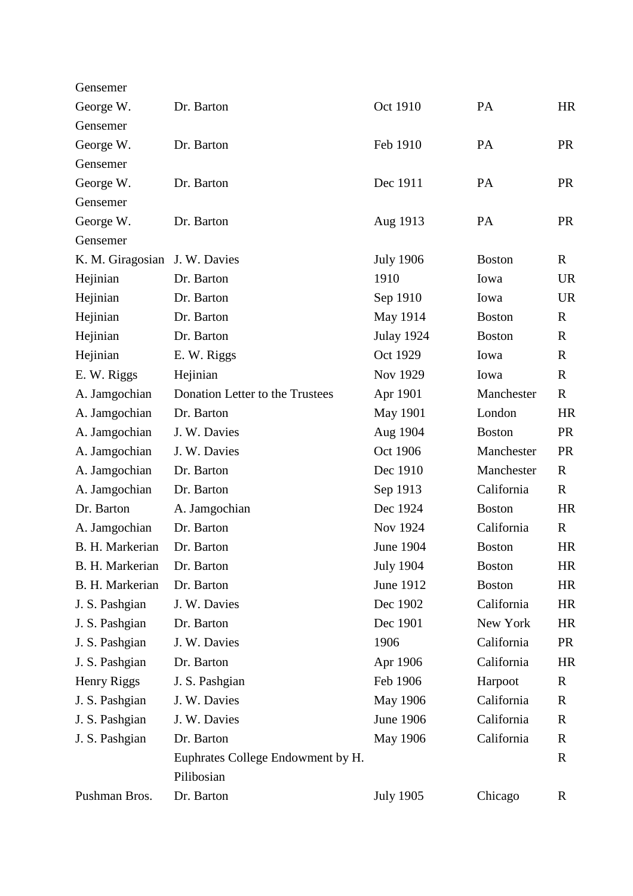| | | | | |
|---|---|---|---|---|
| Gensemer | | | | |
| George W. Gensemer | Dr. Barton | Oct 1910 | PA | HR |
| George W. Gensemer | Dr. Barton | Feb 1910 | PA | PR |
| George W. Gensemer | Dr. Barton | Dec 1911 | PA | PR |
| George W. Gensemer | Dr. Barton | Aug 1913 | PA | PR |
| K. M. Giragosian | J. W. Davies | July 1906 | Boston | R |
| Hejinian | Dr. Barton | 1910 | Iowa | UR |
| Hejinian | Dr. Barton | Sep 1910 | Iowa | UR |
| Hejinian | Dr. Barton | May 1914 | Boston | R |
| Hejinian | Dr. Barton | Julay 1924 | Boston | R |
| Hejinian | E. W. Riggs | Oct 1929 | Iowa | R |
| E. W. Riggs | Hejinian | Nov 1929 | Iowa | R |
| A. Jamgochian | Donation Letter to the Trustees | Apr 1901 | Manchester | R |
| A. Jamgochian | Dr. Barton | May 1901 | London | HR |
| A. Jamgochian | J. W. Davies | Aug 1904 | Boston | PR |
| A. Jamgochian | J. W. Davies | Oct 1906 | Manchester | PR |
| A. Jamgochian | Dr. Barton | Dec 1910 | Manchester | R |
| A. Jamgochian | Dr. Barton | Sep 1913 | California | R |
| Dr. Barton | A. Jamgochian | Dec 1924 | Boston | HR |
| A. Jamgochian | Dr. Barton | Nov 1924 | California | R |
| B. H. Markerian | Dr. Barton | June 1904 | Boston | HR |
| B. H. Markerian | Dr. Barton | July 1904 | Boston | HR |
| B. H. Markerian | Dr. Barton | June 1912 | Boston | HR |
| J. S. Pashgian | J. W. Davies | Dec 1902 | California | HR |
| J. S. Pashgian | Dr. Barton | Dec 1901 | New York | HR |
| J. S. Pashgian | J. W. Davies | 1906 | California | PR |
| J. S. Pashgian | Dr. Barton | Apr 1906 | California | HR |
| Henry Riggs | J. S. Pashgian | Feb 1906 | Harpoot | R |
| J. S. Pashgian | J. W. Davies | May 1906 | California | R |
| J. S. Pashgian | J. W. Davies | June 1906 | California | R |
| J. S. Pashgian | Dr. Barton | May 1906 | California | R |
| | Euphrates College Endowment by H. Pilibosian | | | R |
| Pushman Bros. | Dr. Barton | July 1905 | Chicago | R |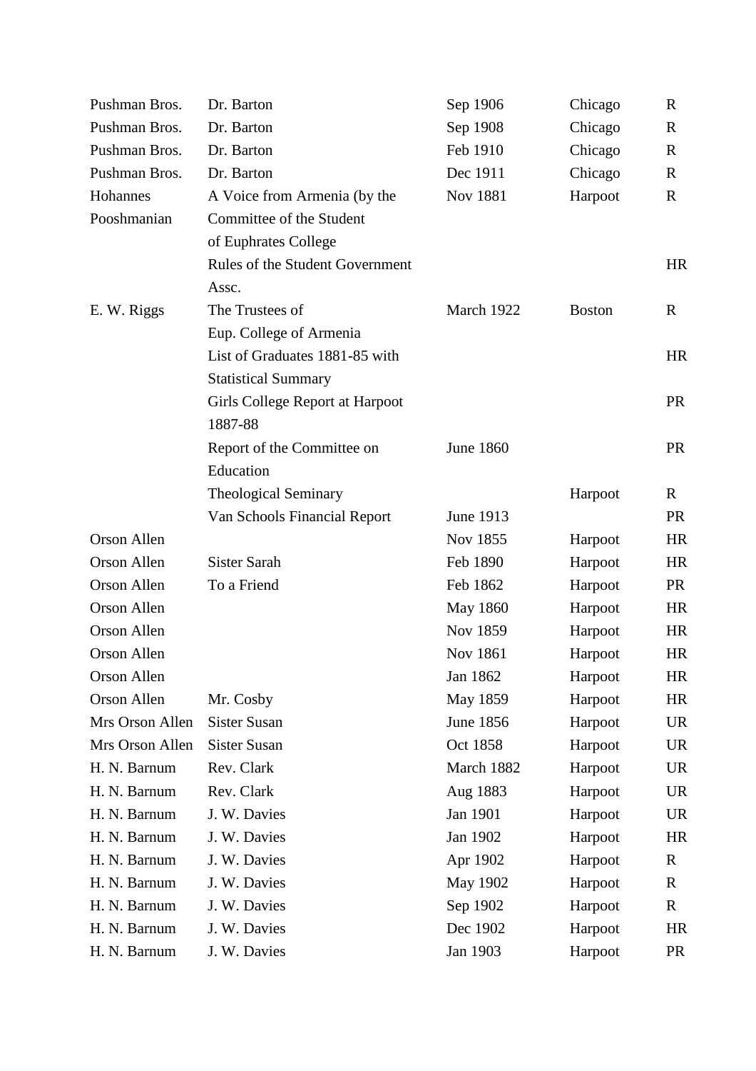| | | | | |
|---|---|---|---|---|
| Pushman Bros. | Dr. Barton | Sep 1906 | Chicago | R |
| Pushman Bros. | Dr. Barton | Sep 1908 | Chicago | R |
| Pushman Bros. | Dr. Barton | Feb 1910 | Chicago | R |
| Pushman Bros. | Dr. Barton | Dec 1911 | Chicago | R |
| Hohannes Pooshmanian | A Voice from Armenia (by the Committee of the Student of Euphrates College | Nov 1881 | Harpoot | R |
| | Rules of the Student Government Assc. | | | HR |
| E. W. Riggs | The Trustees of Eup. College of Armenia | March 1922 | Boston | R |
| | List of Graduates 1881-85 with Statistical Summary | | | HR |
| | Girls College Report at Harpoot 1887-88 | | | PR |
| | Report of the Committee on Education | June 1860 | | PR |
| | Theological Seminary | | Harpoot | R |
| | Van Schools Financial Report | June 1913 | | PR |
| Orson Allen | | Nov 1855 | Harpoot | HR |
| Orson Allen | Sister Sarah | Feb 1890 | Harpoot | HR |
| Orson Allen | To a Friend | Feb 1862 | Harpoot | PR |
| Orson Allen | | May 1860 | Harpoot | HR |
| Orson Allen | | Nov 1859 | Harpoot | HR |
| Orson Allen | | Nov 1861 | Harpoot | HR |
| Orson Allen | | Jan 1862 | Harpoot | HR |
| Orson Allen | Mr. Cosby | May 1859 | Harpoot | HR |
| Mrs Orson Allen | Sister Susan | June 1856 | Harpoot | UR |
| Mrs Orson Allen | Sister Susan | Oct 1858 | Harpoot | UR |
| H. N. Barnum | Rev. Clark | March 1882 | Harpoot | UR |
| H. N. Barnum | Rev. Clark | Aug 1883 | Harpoot | UR |
| H. N. Barnum | J. W. Davies | Jan 1901 | Harpoot | UR |
| H. N. Barnum | J. W. Davies | Jan 1902 | Harpoot | HR |
| H. N. Barnum | J. W. Davies | Apr 1902 | Harpoot | R |
| H. N. Barnum | J. W. Davies | May 1902 | Harpoot | R |
| H. N. Barnum | J. W. Davies | Sep 1902 | Harpoot | R |
| H. N. Barnum | J. W. Davies | Dec 1902 | Harpoot | HR |
| H. N. Barnum | J. W. Davies | Jan 1903 | Harpoot | PR |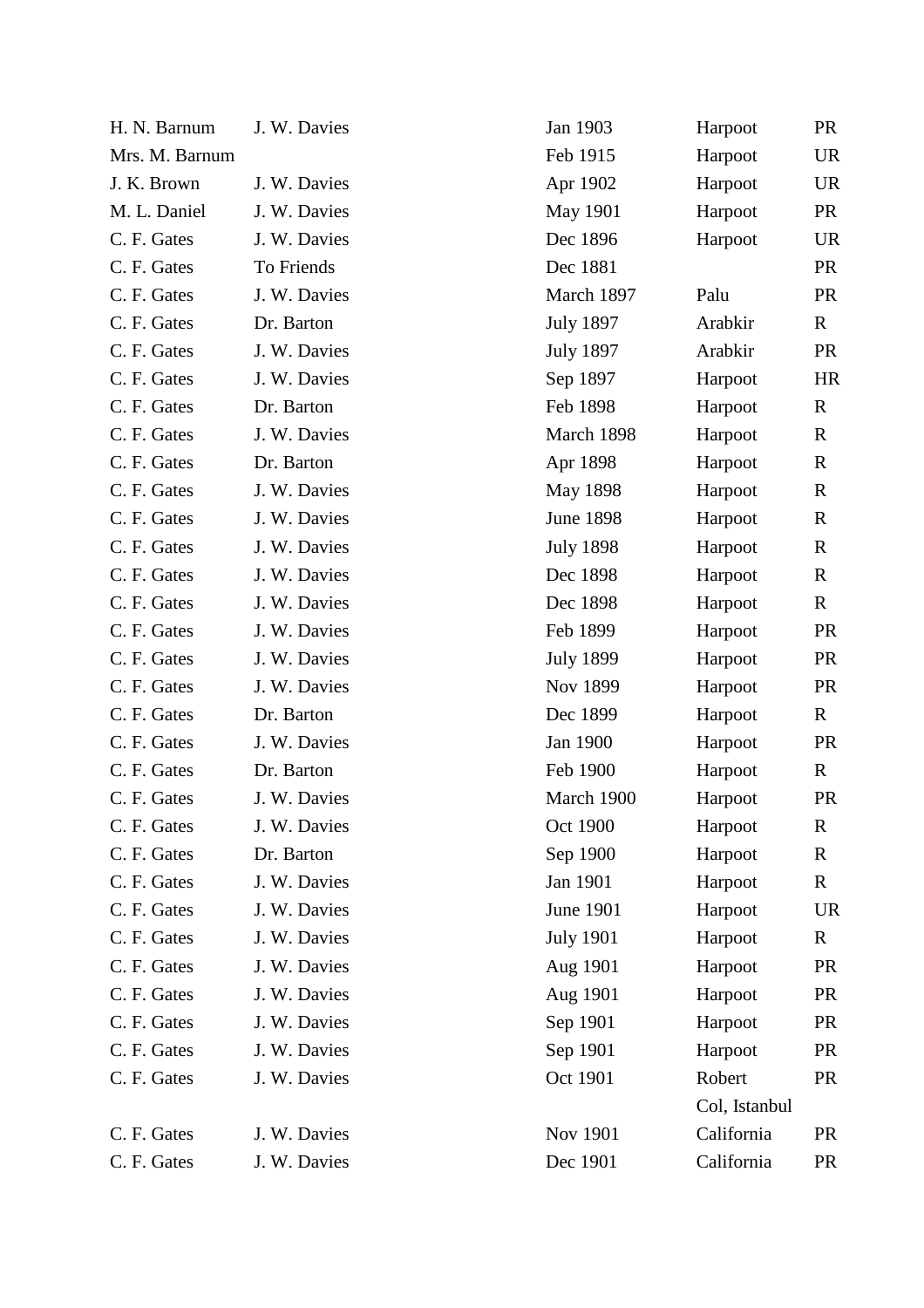| | | | | |
|---|---|---|---|---|
| H. N. Barnum | J. W. Davies | Jan 1903 | Harpoot | PR |
| Mrs. M. Barnum | | Feb 1915 | Harpoot | UR |
| J. K. Brown | J. W. Davies | Apr 1902 | Harpoot | UR |
| M. L. Daniel | J. W. Davies | May 1901 | Harpoot | PR |
| C. F. Gates | J. W. Davies | Dec 1896 | Harpoot | UR |
| C. F. Gates | To Friends | Dec 1881 | | PR |
| C. F. Gates | J. W. Davies | March 1897 | Palu | PR |
| C. F. Gates | Dr. Barton | July 1897 | Arabkir | R |
| C. F. Gates | J. W. Davies | July 1897 | Arabkir | PR |
| C. F. Gates | J. W. Davies | Sep 1897 | Harpoot | HR |
| C. F. Gates | Dr. Barton | Feb 1898 | Harpoot | R |
| C. F. Gates | J. W. Davies | March 1898 | Harpoot | R |
| C. F. Gates | Dr. Barton | Apr 1898 | Harpoot | R |
| C. F. Gates | J. W. Davies | May 1898 | Harpoot | R |
| C. F. Gates | J. W. Davies | June 1898 | Harpoot | R |
| C. F. Gates | J. W. Davies | July 1898 | Harpoot | R |
| C. F. Gates | J. W. Davies | Dec 1898 | Harpoot | R |
| C. F. Gates | J. W. Davies | Dec 1898 | Harpoot | R |
| C. F. Gates | J. W. Davies | Feb 1899 | Harpoot | PR |
| C. F. Gates | J. W. Davies | July 1899 | Harpoot | PR |
| C. F. Gates | J. W. Davies | Nov 1899 | Harpoot | PR |
| C. F. Gates | Dr. Barton | Dec 1899 | Harpoot | R |
| C. F. Gates | J. W. Davies | Jan 1900 | Harpoot | PR |
| C. F. Gates | Dr. Barton | Feb 1900 | Harpoot | R |
| C. F. Gates | J. W. Davies | March 1900 | Harpoot | PR |
| C. F. Gates | J. W. Davies | Oct 1900 | Harpoot | R |
| C. F. Gates | Dr. Barton | Sep 1900 | Harpoot | R |
| C. F. Gates | J. W. Davies | Jan 1901 | Harpoot | R |
| C. F. Gates | J. W. Davies | June 1901 | Harpoot | UR |
| C. F. Gates | J. W. Davies | July 1901 | Harpoot | R |
| C. F. Gates | J. W. Davies | Aug 1901 | Harpoot | PR |
| C. F. Gates | J. W. Davies | Aug 1901 | Harpoot | PR |
| C. F. Gates | J. W. Davies | Sep 1901 | Harpoot | PR |
| C. F. Gates | J. W. Davies | Sep 1901 | Harpoot | PR |
| C. F. Gates | J. W. Davies | Oct 1901 | Robert Col, Istanbul | PR |
| C. F. Gates | J. W. Davies | Nov 1901 | California | PR |
| C. F. Gates | J. W. Davies | Dec 1901 | California | PR |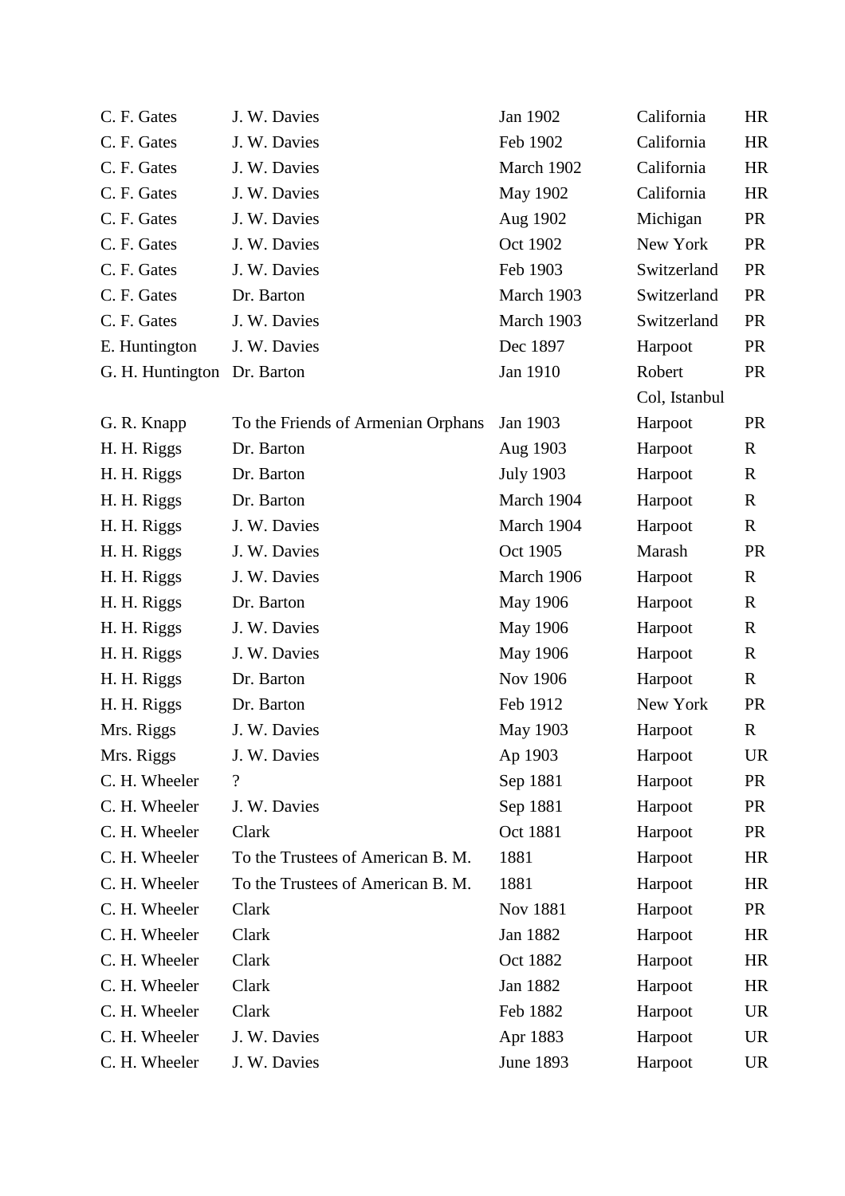| | | | | |
|---|---|---|---|---|
| C. F. Gates | J. W. Davies | Jan 1902 | California | HR |
| C. F. Gates | J. W. Davies | Feb 1902 | California | HR |
| C. F. Gates | J. W. Davies | March 1902 | California | HR |
| C. F. Gates | J. W. Davies | May 1902 | California | HR |
| C. F. Gates | J. W. Davies | Aug 1902 | Michigan | PR |
| C. F. Gates | J. W. Davies | Oct 1902 | New York | PR |
| C. F. Gates | J. W. Davies | Feb 1903 | Switzerland | PR |
| C. F. Gates | Dr. Barton | March 1903 | Switzerland | PR |
| C. F. Gates | J. W. Davies | March 1903 | Switzerland | PR |
| E. Huntington | J. W. Davies | Dec 1897 | Harpoot | PR |
| G. H. Huntington | Dr. Barton | Jan 1910 | Robert Col, Istanbul | PR |
| G. R. Knapp | To the Friends of Armenian Orphans | Jan 1903 | Harpoot | PR |
| H. H. Riggs | Dr. Barton | Aug 1903 | Harpoot | R |
| H. H. Riggs | Dr. Barton | July 1903 | Harpoot | R |
| H. H. Riggs | Dr. Barton | March 1904 | Harpoot | R |
| H. H. Riggs | J. W. Davies | March 1904 | Harpoot | R |
| H. H. Riggs | J. W. Davies | Oct 1905 | Marash | PR |
| H. H. Riggs | J. W. Davies | March 1906 | Harpoot | R |
| H. H. Riggs | Dr. Barton | May 1906 | Harpoot | R |
| H. H. Riggs | J. W. Davies | May 1906 | Harpoot | R |
| H. H. Riggs | J. W. Davies | May 1906 | Harpoot | R |
| H. H. Riggs | Dr. Barton | Nov 1906 | Harpoot | R |
| H. H. Riggs | Dr. Barton | Feb 1912 | New York | PR |
| Mrs. Riggs | J. W. Davies | May 1903 | Harpoot | R |
| Mrs. Riggs | J. W. Davies | Ap 1903 | Harpoot | UR |
| C. H. Wheeler | ? | Sep 1881 | Harpoot | PR |
| C. H. Wheeler | J. W. Davies | Sep 1881 | Harpoot | PR |
| C. H. Wheeler | Clark | Oct 1881 | Harpoot | PR |
| C. H. Wheeler | To the Trustees of American B. M. | 1881 | Harpoot | HR |
| C. H. Wheeler | To the Trustees of American B. M. | 1881 | Harpoot | HR |
| C. H. Wheeler | Clark | Nov 1881 | Harpoot | PR |
| C. H. Wheeler | Clark | Jan 1882 | Harpoot | HR |
| C. H. Wheeler | Clark | Oct 1882 | Harpoot | HR |
| C. H. Wheeler | Clark | Jan 1882 | Harpoot | HR |
| C. H. Wheeler | Clark | Feb 1882 | Harpoot | UR |
| C. H. Wheeler | J. W. Davies | Apr 1883 | Harpoot | UR |
| C. H. Wheeler | J. W. Davies | June 1893 | Harpoot | UR |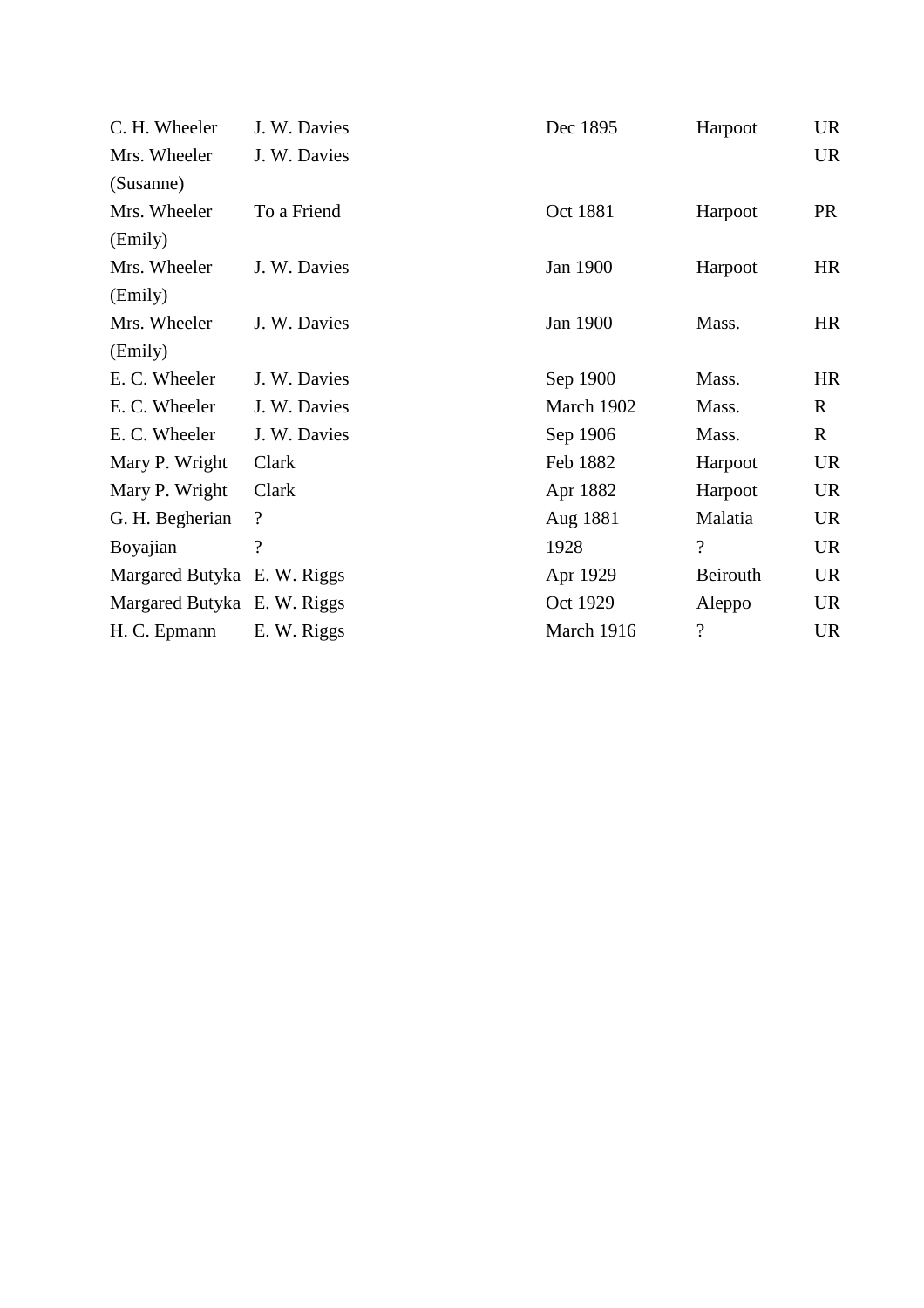| | | | | |
|---|---|---|---|---|
| C. H. Wheeler | J. W. Davies | Dec 1895 | Harpoot | UR |
| Mrs. Wheeler (Susanne) | J. W. Davies | | | UR |
| Mrs. Wheeler (Emily) | To a Friend | Oct 1881 | Harpoot | PR |
| Mrs. Wheeler (Emily) | J. W. Davies | Jan 1900 | Harpoot | HR |
| Mrs. Wheeler (Emily) | J. W. Davies | Jan 1900 | Mass. | HR |
| E. C. Wheeler | J. W. Davies | Sep 1900 | Mass. | HR |
| E. C. Wheeler | J. W. Davies | March 1902 | Mass. | R |
| E. C. Wheeler | J. W. Davies | Sep 1906 | Mass. | R |
| Mary P. Wright | Clark | Feb 1882 | Harpoot | UR |
| Mary P. Wright | Clark | Apr 1882 | Harpoot | UR |
| G. H. Begherian | ? | Aug 1881 | Malatia | UR |
| Boyajian | ? | 1928 | ? | UR |
| Margared Butyka | E. W. Riggs | Apr 1929 | Beirouth | UR |
| Margared Butyka | E. W. Riggs | Oct 1929 | Aleppo | UR |
| H. C. Epmann | E. W. Riggs | March 1916 | ? | UR |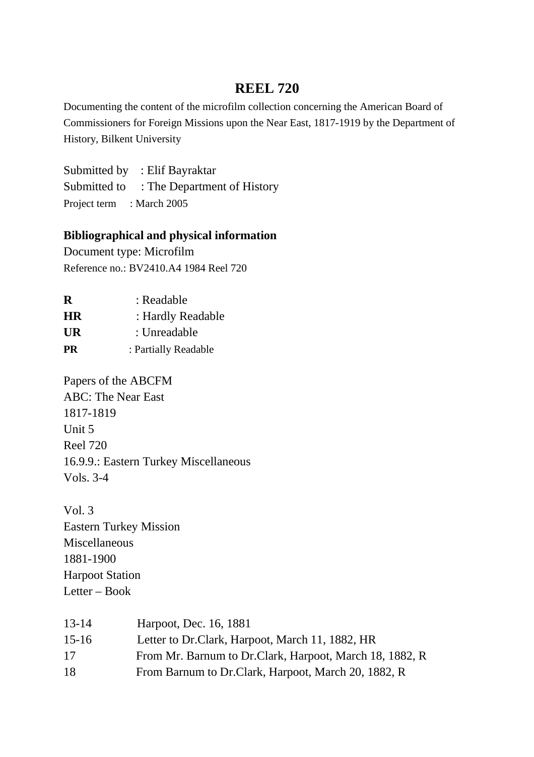# REEL 720

Documenting the content of the microfilm collection concerning the American Board of Commissioners for Foreign Missions upon the Near East, 1817-1919 by the Department of History, Bilkent University

Submitted by : Elif Bayraktar
Submitted to : The Department of History
Project term : March 2005

**Bibliographical and physical information**

Document type: Microfilm
Reference no.: BV2410.A4 1984 Reel 720

| | |
|---|---|
| **R** | : Readable |
| **HR** | : Hardly Readable |
| **UR** | : Unreadable |
| **PR** | : Partially Readable |

Papers of the ABCFM
ABC: The Near East
1817-1819
Unit 5
Reel 720
16.9.9.: Eastern Turkey Miscellaneous
Vols. 3-4

Vol. 3
Eastern Turkey Mission
Miscellaneous
1881-1900
Harpoot Station
Letter – Book

| | |
|---|---|
| 13-14 | Harpoot, Dec. 16, 1881 |
| 15-16 | Letter to Dr.Clark, Harpoot, March 11, 1882, HR |
| 17 | From Mr. Barnum to Dr.Clark, Harpoot, March 18, 1882, R |
| 18 | From Barnum to Dr.Clark, Harpoot, March 20, 1882, R |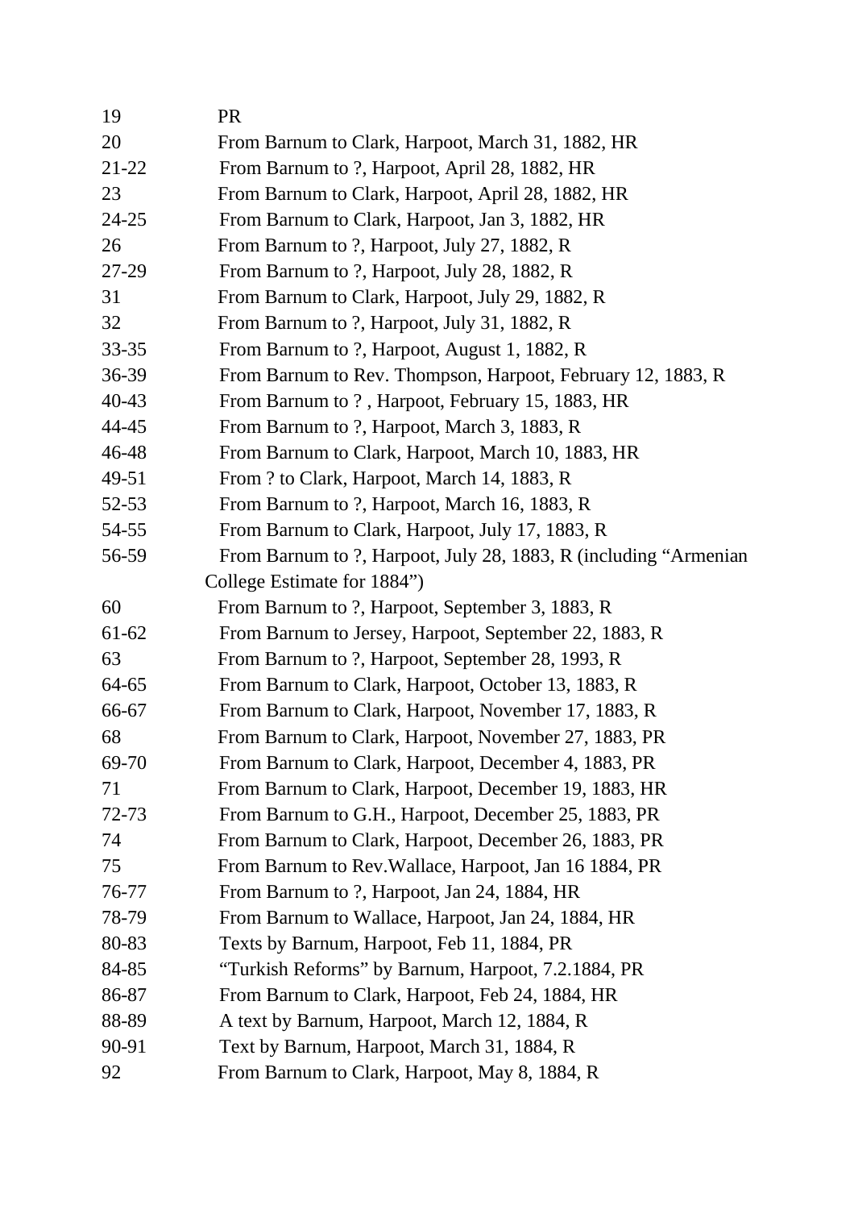| | |
|---|---|
| 19 | PR |
| 20 | From Barnum to Clark, Harpoot, March 31, 1882, HR |
| 21-22 | From Barnum to ?, Harpoot, April 28, 1882, HR |
| 23 | From Barnum to Clark, Harpoot, April 28, 1882, HR |
| 24-25 | From Barnum to Clark, Harpoot, Jan 3, 1882, HR |
| 26 | From Barnum to ?, Harpoot, July 27, 1882, R |
| 27-29 | From Barnum to ?, Harpoot, July 28, 1882, R |
| 31 | From Barnum to Clark, Harpoot, July 29, 1882, R |
| 32 | From Barnum to ?, Harpoot, July 31, 1882, R |
| 33-35 | From Barnum to ?, Harpoot, August 1, 1882, R |
| 36-39 | From Barnum to Rev. Thompson, Harpoot, February 12, 1883, R |
| 40-43 | From Barnum to ? , Harpoot, February 15, 1883, HR |
| 44-45 | From Barnum to ?, Harpoot, March 3, 1883, R |
| 46-48 | From Barnum to Clark, Harpoot, March 10, 1883, HR |
| 49-51 | From ? to Clark, Harpoot, March 14, 1883, R |
| 52-53 | From Barnum to ?, Harpoot, March 16, 1883, R |
| 54-55 | From Barnum to Clark, Harpoot, July 17, 1883, R |
| 56-59 | From Barnum to ?, Harpoot, July 28, 1883, R (including "Armenian College Estimate for 1884") |
| 60 | From Barnum to ?, Harpoot, September 3, 1883, R |
| 61-62 | From Barnum to Jersey, Harpoot, September 22, 1883, R |
| 63 | From Barnum to ?, Harpoot, September 28, 1993, R |
| 64-65 | From Barnum to Clark, Harpoot, October 13, 1883, R |
| 66-67 | From Barnum to Clark, Harpoot, November 17, 1883, R |
| 68 | From Barnum to Clark, Harpoot, November 27, 1883, PR |
| 69-70 | From Barnum to Clark, Harpoot, December 4, 1883, PR |
| 71 | From Barnum to Clark, Harpoot, December 19, 1883, HR |
| 72-73 | From Barnum to G.H., Harpoot, December 25, 1883, PR |
| 74 | From Barnum to Clark, Harpoot, December 26, 1883, PR |
| 75 | From Barnum to Rev.Wallace, Harpoot, Jan 16 1884, PR |
| 76-77 | From Barnum to ?, Harpoot, Jan 24, 1884, HR |
| 78-79 | From Barnum to Wallace, Harpoot, Jan 24, 1884, HR |
| 80-83 | Texts by Barnum, Harpoot, Feb 11, 1884, PR |
| 84-85 | "Turkish Reforms" by Barnum, Harpoot, 7.2.1884, PR |
| 86-87 | From Barnum to Clark, Harpoot, Feb 24, 1884, HR |
| 88-89 | A text by Barnum, Harpoot, March 12, 1884, R |
| 90-91 | Text by Barnum, Harpoot, March 31, 1884, R |
| 92 | From Barnum to Clark, Harpoot, May 8, 1884, R |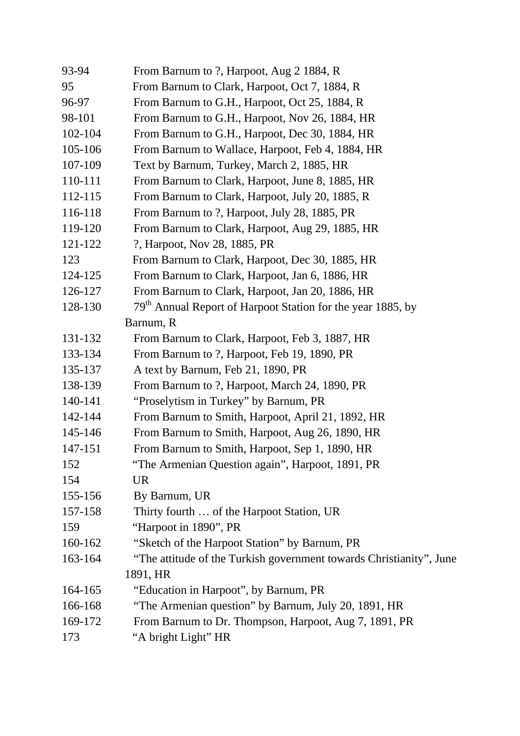| | |
|---|---|
| 93-94 | From Barnum to ?, Harpoot, Aug 2 1884, R |
| 95 | From Barnum to Clark, Harpoot, Oct 7, 1884, R |
| 96-97 | From Barnum to G.H., Harpoot, Oct 25, 1884, R |
| 98-101 | From Barnum to G.H., Harpoot, Nov 26, 1884, HR |
| 102-104 | From Barnum to G.H., Harpoot, Dec 30, 1884, HR |
| 105-106 | From Barnum to Wallace, Harpoot, Feb 4, 1884, HR |
| 107-109 | Text by Barnum, Turkey, March 2, 1885, HR |
| 110-111 | From Barnum to Clark, Harpoot, June 8, 1885, HR |
| 112-115 | From Barnum to Clark, Harpoot, July 20, 1885, R |
| 116-118 | From Barnum to ?, Harpoot, July 28, 1885, PR |
| 119-120 | From Barnum to Clark, Harpoot, Aug 29, 1885, HR |
| 121-122 | ?, Harpoot, Nov 28, 1885, PR |
| 123 | From Barnum to Clark, Harpoot, Dec 30, 1885, HR |
| 124-125 | From Barnum to Clark, Harpoot, Jan 6, 1886, HR |
| 126-127 | From Barnum to Clark, Harpoot, Jan 20, 1886, HR |
| 128-130 | 79th Annual Report of Harpoot Station for the year 1885, by Barnum, R |
| 131-132 | From Barnum to Clark, Harpoot, Feb 3, 1887, HR |
| 133-134 | From Barnum to ?, Harpoot, Feb 19, 1890, PR |
| 135-137 | A text by Barnum, Feb 21, 1890, PR |
| 138-139 | From Barnum to ?, Harpoot, March 24, 1890, PR |
| 140-141 | "Proselytism in Turkey" by Barnum, PR |
| 142-144 | From Barnum to Smith, Harpoot, April 21, 1892, HR |
| 145-146 | From Barnum to Smith, Harpoot, Aug 26, 1890, HR |
| 147-151 | From Barnum to Smith, Harpoot, Sep 1, 1890, HR |
| 152 | "The Armenian Question again", Harpoot, 1891, PR |
| 154 | UR |
| 155-156 | By Barnum, UR |
| 157-158 | Thirty fourth … of the Harpoot Station, UR |
| 159 | "Harpoot in 1890", PR |
| 160-162 | "Sketch of the Harpoot Station" by Barnum, PR |
| 163-164 | "The attitude of the Turkish government towards Christianity", June 1891, HR |
| 164-165 | "Education in Harpoot", by Barnum, PR |
| 166-168 | "The Armenian question" by Barnum, July 20, 1891, HR |
| 169-172 | From Barnum to Dr. Thompson, Harpoot, Aug 7, 1891, PR |
| 173 | "A bright Light" HR |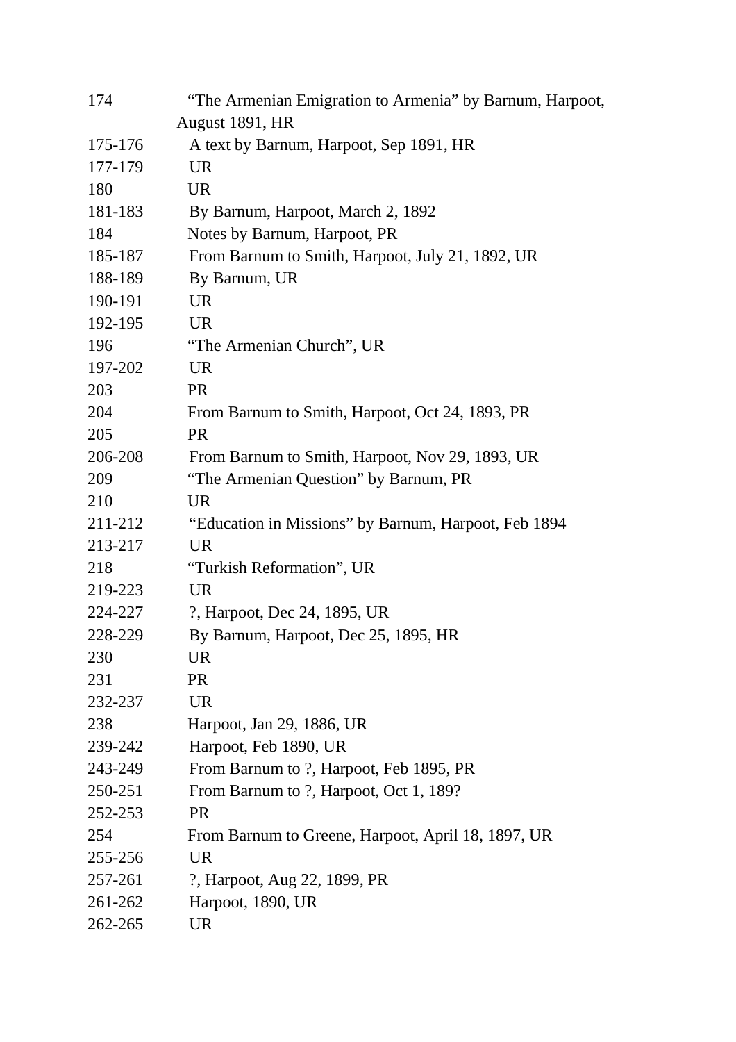| | |
|---|---|
| 174 | "The Armenian Emigration to Armenia" by Barnum, Harpoot, August 1891, HR |
| 175-176 | A text by Barnum, Harpoot, Sep 1891, HR |
| 177-179 | UR |
| 180 | UR |
| 181-183 | By Barnum, Harpoot, March 2, 1892 |
| 184 | Notes by Barnum, Harpoot, PR |
| 185-187 | From Barnum to Smith, Harpoot, July 21, 1892, UR |
| 188-189 | By Barnum, UR |
| 190-191 | UR |
| 192-195 | UR |
| 196 | "The Armenian Church", UR |
| 197-202 | UR |
| 203 | PR |
| 204 | From Barnum to Smith, Harpoot, Oct 24, 1893, PR |
| 205 | PR |
| 206-208 | From Barnum to Smith, Harpoot, Nov 29, 1893, UR |
| 209 | "The Armenian Question" by Barnum, PR |
| 210 | UR |
| 211-212 | "Education in Missions" by Barnum, Harpoot, Feb 1894 |
| 213-217 | UR |
| 218 | "Turkish Reformation", UR |
| 219-223 | UR |
| 224-227 | ?, Harpoot, Dec 24, 1895, UR |
| 228-229 | By Barnum, Harpoot, Dec 25, 1895, HR |
| 230 | UR |
| 231 | PR |
| 232-237 | UR |
| 238 | Harpoot, Jan 29, 1886, UR |
| 239-242 | Harpoot, Feb 1890, UR |
| 243-249 | From Barnum to ?, Harpoot, Feb 1895, PR |
| 250-251 | From Barnum to ?, Harpoot, Oct 1, 189? |
| 252-253 | PR |
| 254 | From Barnum to Greene, Harpoot, April 18, 1897, UR |
| 255-256 | UR |
| 257-261 | ?, Harpoot, Aug 22, 1899, PR |
| 261-262 | Harpoot, 1890, UR |
| 262-265 | UR |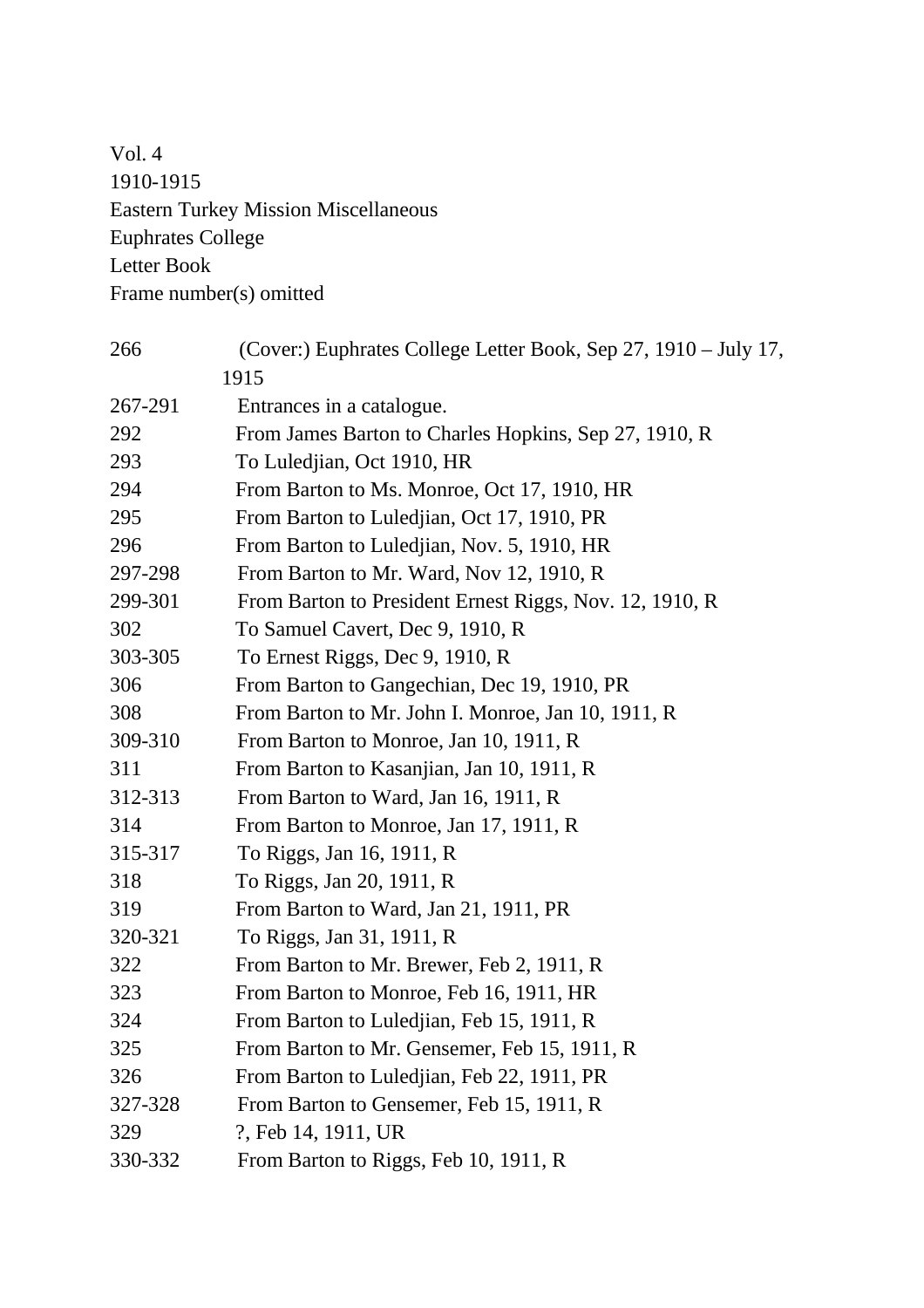Vol. 4
1910-1915
Eastern Turkey Mission Miscellaneous
Euphrates College
Letter Book
Frame number(s) omitted

| | |
|---|---|
| 266 | (Cover:) Euphrates College Letter Book, Sep 27, 1910 – July 17, 1915 |
| 267-291 | Entrances in a catalogue. |
| 292 | From James Barton to Charles Hopkins, Sep 27, 1910, R |
| 293 | To Luledjian, Oct 1910, HR |
| 294 | From Barton to Ms. Monroe, Oct 17, 1910, HR |
| 295 | From Barton to Luledjian, Oct 17, 1910, PR |
| 296 | From Barton to Luledjian, Nov. 5, 1910, HR |
| 297-298 | From Barton to Mr. Ward, Nov 12, 1910, R |
| 299-301 | From Barton to President Ernest Riggs, Nov. 12, 1910, R |
| 302 | To Samuel Cavert, Dec 9, 1910, R |
| 303-305 | To Ernest Riggs, Dec 9, 1910, R |
| 306 | From Barton to Gangechian, Dec 19, 1910, PR |
| 308 | From Barton to Mr. John I. Monroe, Jan 10, 1911, R |
| 309-310 | From Barton to Monroe, Jan 10, 1911, R |
| 311 | From Barton to Kasanjian, Jan 10, 1911, R |
| 312-313 | From Barton to Ward, Jan 16, 1911, R |
| 314 | From Barton to Monroe, Jan 17, 1911, R |
| 315-317 | To Riggs, Jan 16, 1911, R |
| 318 | To Riggs, Jan 20, 1911, R |
| 319 | From Barton to Ward, Jan 21, 1911, PR |
| 320-321 | To Riggs, Jan 31, 1911, R |
| 322 | From Barton to Mr. Brewer, Feb 2, 1911, R |
| 323 | From Barton to Monroe, Feb 16, 1911, HR |
| 324 | From Barton to Luledjian, Feb 15, 1911, R |
| 325 | From Barton to Mr. Gensemer, Feb 15, 1911, R |
| 326 | From Barton to Luledjian, Feb 22, 1911, PR |
| 327-328 | From Barton to Gensemer, Feb 15, 1911, R |
| 329 | ?, Feb 14, 1911, UR |
| 330-332 | From Barton to Riggs, Feb 10, 1911, R |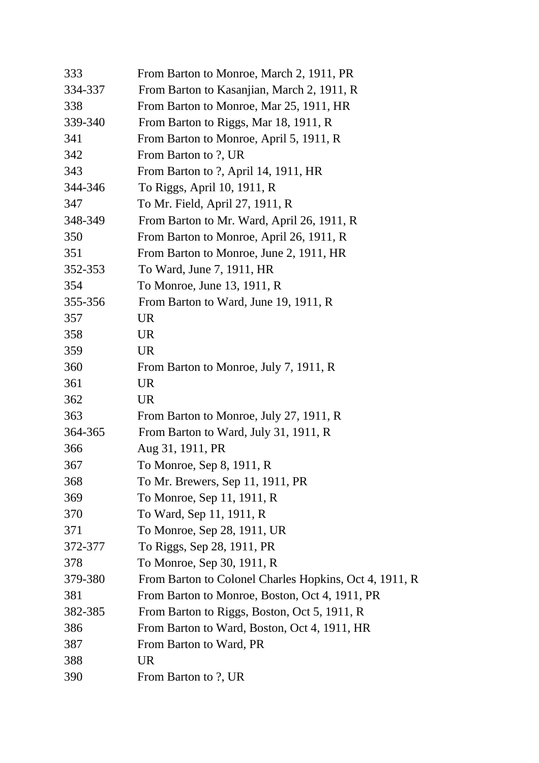| | |
|---|---|
| 333 | From Barton to Monroe, March 2, 1911, PR |
| 334-337 | From Barton to Kasanjian, March 2, 1911, R |
| 338 | From Barton to Monroe, Mar 25, 1911, HR |
| 339-340 | From Barton to Riggs, Mar 18, 1911, R |
| 341 | From Barton to Monroe, April 5, 1911, R |
| 342 | From Barton to ?, UR |
| 343 | From Barton to ?, April 14, 1911, HR |
| 344-346 | To Riggs, April 10, 1911, R |
| 347 | To Mr. Field, April 27, 1911, R |
| 348-349 | From Barton to Mr. Ward, April 26, 1911, R |
| 350 | From Barton to Monroe, April 26, 1911, R |
| 351 | From Barton to Monroe, June 2, 1911, HR |
| 352-353 | To Ward, June 7, 1911, HR |
| 354 | To Monroe, June 13, 1911, R |
| 355-356 | From Barton to Ward, June 19, 1911, R |
| 357 | UR |
| 358 | UR |
| 359 | UR |
| 360 | From Barton to Monroe, July 7, 1911, R |
| 361 | UR |
| 362 | UR |
| 363 | From Barton to Monroe, July 27, 1911, R |
| 364-365 | From Barton to Ward, July 31, 1911, R |
| 366 | Aug 31, 1911, PR |
| 367 | To Monroe, Sep 8, 1911, R |
| 368 | To Mr. Brewers, Sep 11, 1911, PR |
| 369 | To Monroe, Sep 11, 1911, R |
| 370 | To Ward, Sep 11, 1911, R |
| 371 | To Monroe, Sep 28, 1911, UR |
| 372-377 | To Riggs, Sep 28, 1911, PR |
| 378 | To Monroe, Sep 30, 1911, R |
| 379-380 | From Barton to Colonel Charles Hopkins, Oct 4, 1911, R |
| 381 | From Barton to Monroe, Boston, Oct 4, 1911, PR |
| 382-385 | From Barton to Riggs, Boston, Oct 5, 1911, R |
| 386 | From Barton to Ward, Boston, Oct 4, 1911, HR |
| 387 | From Barton to Ward, PR |
| 388 | UR |
| 390 | From Barton to ?, UR |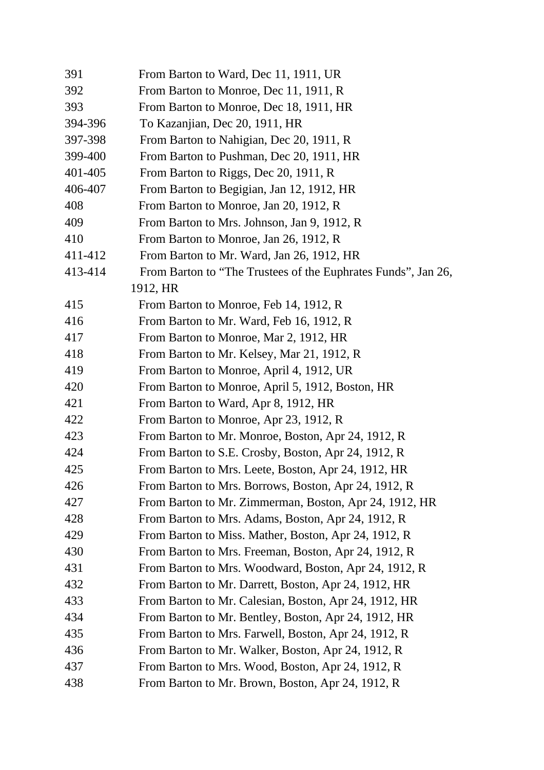| | |
|---|---|
| 391 | From Barton to Ward, Dec 11, 1911, UR |
| 392 | From Barton to Monroe, Dec 11, 1911, R |
| 393 | From Barton to Monroe, Dec 18, 1911, HR |
| 394-396 | To Kazanjian, Dec 20, 1911, HR |
| 397-398 | From Barton to Nahigian, Dec 20, 1911, R |
| 399-400 | From Barton to Pushman, Dec 20, 1911, HR |
| 401-405 | From Barton to Riggs, Dec 20, 1911, R |
| 406-407 | From Barton to Begigian, Jan 12, 1912, HR |
| 408 | From Barton to Monroe, Jan 20, 1912, R |
| 409 | From Barton to Mrs. Johnson, Jan 9, 1912, R |
| 410 | From Barton to Monroe, Jan 26, 1912, R |
| 411-412 | From Barton to Mr. Ward, Jan 26, 1912, HR |
| 413-414 | From Barton to "The Trustees of the Euphrates Funds", Jan 26, 1912, HR |
| 415 | From Barton to Monroe, Feb 14, 1912, R |
| 416 | From Barton to Mr. Ward, Feb 16, 1912, R |
| 417 | From Barton to Monroe, Mar 2, 1912, HR |
| 418 | From Barton to Mr. Kelsey, Mar 21, 1912, R |
| 419 | From Barton to Monroe, April 4, 1912, UR |
| 420 | From Barton to Monroe, April 5, 1912, Boston, HR |
| 421 | From Barton to Ward, Apr 8, 1912, HR |
| 422 | From Barton to Monroe, Apr 23, 1912, R |
| 423 | From Barton to Mr. Monroe, Boston, Apr 24, 1912, R |
| 424 | From Barton to S.E. Crosby, Boston, Apr 24, 1912, R |
| 425 | From Barton to Mrs. Leete, Boston, Apr 24, 1912, HR |
| 426 | From Barton to Mrs. Borrows, Boston, Apr 24, 1912, R |
| 427 | From Barton to Mr. Zimmerman, Boston, Apr 24, 1912, HR |
| 428 | From Barton to Mrs. Adams, Boston, Apr 24, 1912, R |
| 429 | From Barton to Miss. Mather, Boston, Apr 24, 1912, R |
| 430 | From Barton to Mrs. Freeman, Boston, Apr 24, 1912, R |
| 431 | From Barton to Mrs. Woodward, Boston, Apr 24, 1912, R |
| 432 | From Barton to Mr. Darrett, Boston, Apr 24, 1912, HR |
| 433 | From Barton to Mr. Calesian, Boston, Apr 24, 1912, HR |
| 434 | From Barton to Mr. Bentley, Boston, Apr 24, 1912, HR |
| 435 | From Barton to Mrs. Farwell, Boston, Apr 24, 1912, R |
| 436 | From Barton to Mr. Walker, Boston, Apr 24, 1912, R |
| 437 | From Barton to Mrs. Wood, Boston, Apr 24, 1912, R |
| 438 | From Barton to Mr. Brown, Boston, Apr 24, 1912, R |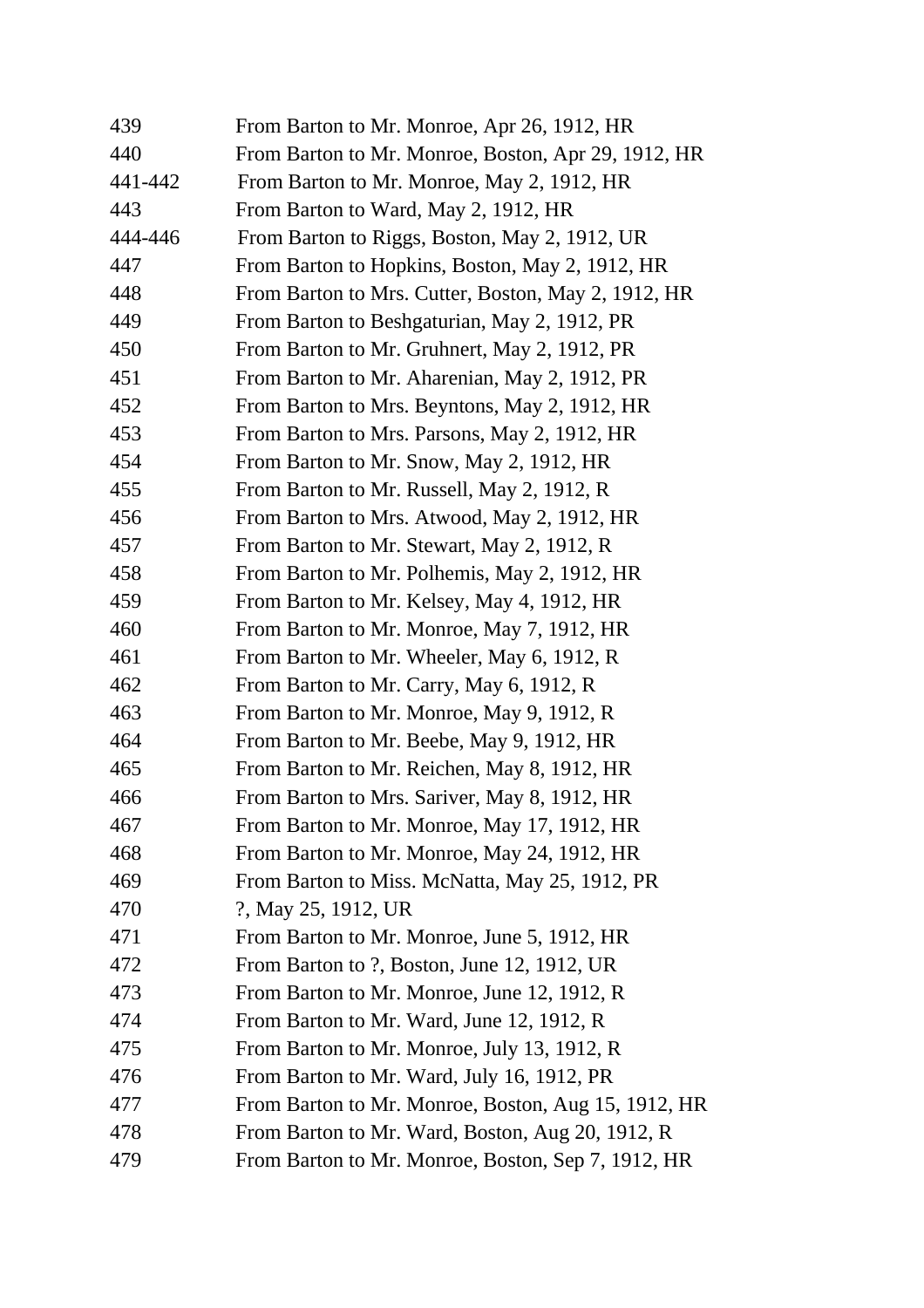| | |
|---|---|
| 439 | From Barton to Mr. Monroe, Apr 26, 1912, HR |
| 440 | From Barton to Mr. Monroe, Boston, Apr 29, 1912, HR |
| 441-442 | From Barton to Mr. Monroe, May 2, 1912, HR |
| 443 | From Barton to Ward, May 2, 1912, HR |
| 444-446 | From Barton to Riggs, Boston, May 2, 1912, UR |
| 447 | From Barton to Hopkins, Boston, May 2, 1912, HR |
| 448 | From Barton to Mrs. Cutter, Boston, May 2, 1912, HR |
| 449 | From Barton to Beshgaturian, May 2, 1912, PR |
| 450 | From Barton to Mr. Gruhnert, May 2, 1912, PR |
| 451 | From Barton to Mr. Aharenian, May 2, 1912, PR |
| 452 | From Barton to Mrs. Beyntons, May 2, 1912, HR |
| 453 | From Barton to Mrs. Parsons, May 2, 1912, HR |
| 454 | From Barton to Mr. Snow, May 2, 1912, HR |
| 455 | From Barton to Mr. Russell, May 2, 1912, R |
| 456 | From Barton to Mrs. Atwood, May 2, 1912, HR |
| 457 | From Barton to Mr. Stewart, May 2, 1912, R |
| 458 | From Barton to Mr. Polhemis, May 2, 1912, HR |
| 459 | From Barton to Mr. Kelsey, May 4, 1912, HR |
| 460 | From Barton to Mr. Monroe, May 7, 1912, HR |
| 461 | From Barton to Mr. Wheeler, May 6, 1912, R |
| 462 | From Barton to Mr. Carry, May 6, 1912, R |
| 463 | From Barton to Mr. Monroe, May 9, 1912, R |
| 464 | From Barton to Mr. Beebe, May 9, 1912, HR |
| 465 | From Barton to Mr. Reichen, May 8, 1912, HR |
| 466 | From Barton to Mrs. Sariver, May 8, 1912, HR |
| 467 | From Barton to Mr. Monroe, May 17, 1912, HR |
| 468 | From Barton to Mr. Monroe, May 24, 1912, HR |
| 469 | From Barton to Miss. McNatta, May 25, 1912, PR |
| 470 | ?, May 25, 1912, UR |
| 471 | From Barton to Mr. Monroe, June 5, 1912, HR |
| 472 | From Barton to ?, Boston, June 12, 1912, UR |
| 473 | From Barton to Mr. Monroe, June 12, 1912, R |
| 474 | From Barton to Mr. Ward, June 12, 1912, R |
| 475 | From Barton to Mr. Monroe, July 13, 1912, R |
| 476 | From Barton to Mr. Ward, July 16, 1912, PR |
| 477 | From Barton to Mr. Monroe, Boston, Aug 15, 1912, HR |
| 478 | From Barton to Mr. Ward, Boston, Aug 20, 1912, R |
| 479 | From Barton to Mr. Monroe, Boston, Sep 7, 1912, HR |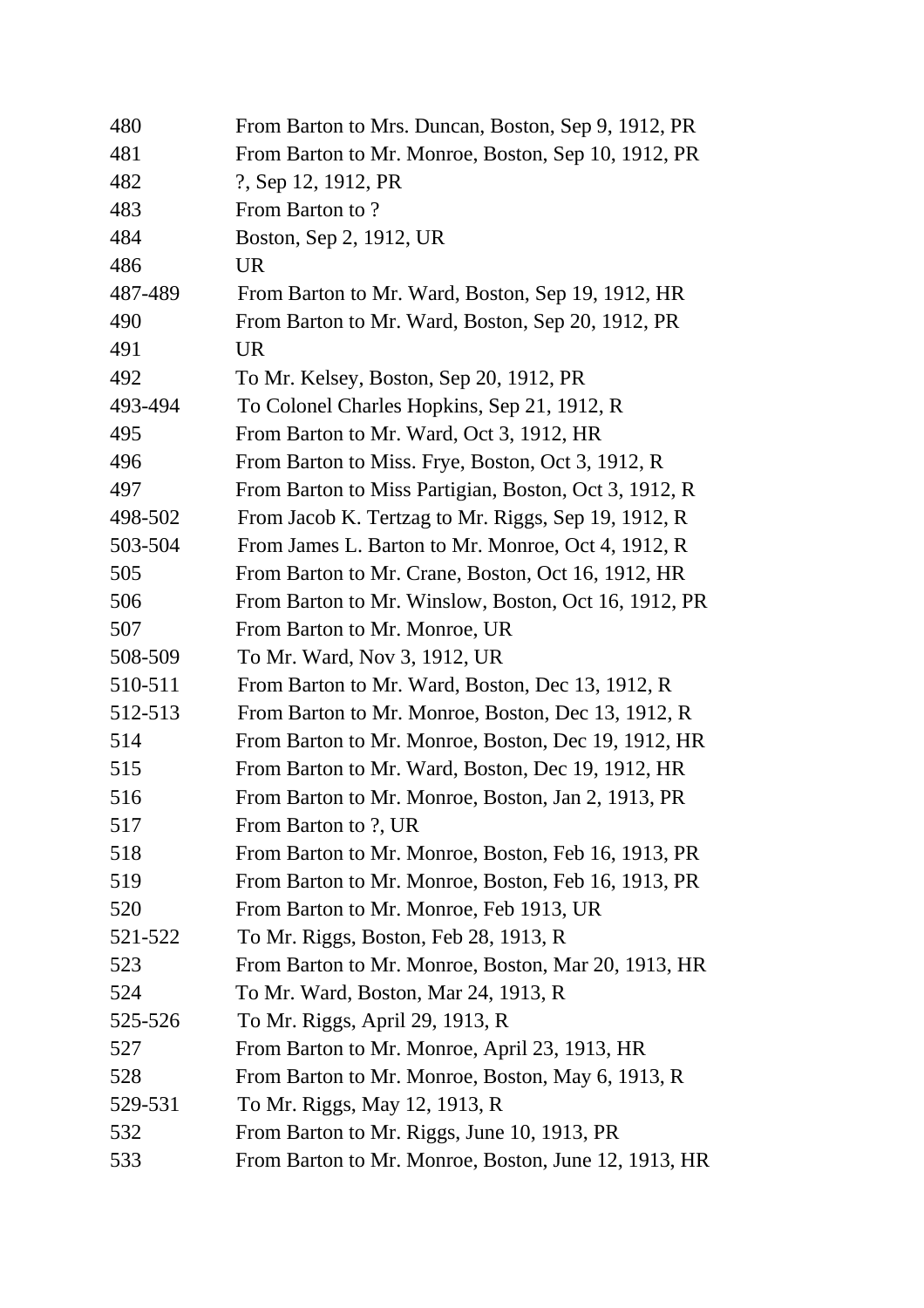| | |
|---|---|
| 480 | From Barton to Mrs. Duncan, Boston, Sep 9, 1912, PR |
| 481 | From Barton to Mr. Monroe, Boston, Sep 10, 1912, PR |
| 482 | ?, Sep 12, 1912, PR |
| 483 | From Barton to ? |
| 484 | Boston, Sep 2, 1912, UR |
| 486 | UR |
| 487-489 | From Barton to Mr. Ward, Boston, Sep 19, 1912, HR |
| 490 | From Barton to Mr. Ward, Boston, Sep 20, 1912, PR |
| 491 | UR |
| 492 | To Mr. Kelsey, Boston, Sep 20, 1912, PR |
| 493-494 | To Colonel Charles Hopkins, Sep 21, 1912, R |
| 495 | From Barton to Mr. Ward, Oct 3, 1912, HR |
| 496 | From Barton to Miss. Frye, Boston, Oct 3, 1912, R |
| 497 | From Barton to Miss Partigian, Boston, Oct 3, 1912, R |
| 498-502 | From Jacob K. Tertzag to Mr. Riggs, Sep 19, 1912, R |
| 503-504 | From James L. Barton to Mr. Monroe, Oct 4, 1912, R |
| 505 | From Barton to Mr. Crane, Boston, Oct 16, 1912, HR |
| 506 | From Barton to Mr. Winslow, Boston, Oct 16, 1912, PR |
| 507 | From Barton to Mr. Monroe, UR |
| 508-509 | To Mr. Ward, Nov 3, 1912, UR |
| 510-511 | From Barton to Mr. Ward, Boston, Dec 13, 1912, R |
| 512-513 | From Barton to Mr. Monroe, Boston, Dec 13, 1912, R |
| 514 | From Barton to Mr. Monroe, Boston, Dec 19, 1912, HR |
| 515 | From Barton to Mr. Ward, Boston, Dec 19, 1912, HR |
| 516 | From Barton to Mr. Monroe, Boston, Jan 2, 1913, PR |
| 517 | From Barton to ?, UR |
| 518 | From Barton to Mr. Monroe, Boston, Feb 16, 1913, PR |
| 519 | From Barton to Mr. Monroe, Boston, Feb 16, 1913, PR |
| 520 | From Barton to Mr. Monroe, Feb 1913, UR |
| 521-522 | To Mr. Riggs, Boston, Feb 28, 1913, R |
| 523 | From Barton to Mr. Monroe, Boston, Mar 20, 1913, HR |
| 524 | To Mr. Ward, Boston, Mar 24, 1913, R |
| 525-526 | To Mr. Riggs, April 29, 1913, R |
| 527 | From Barton to Mr. Monroe, April 23, 1913, HR |
| 528 | From Barton to Mr. Monroe, Boston, May 6, 1913, R |
| 529-531 | To Mr. Riggs, May 12, 1913, R |
| 532 | From Barton to Mr. Riggs, June 10, 1913, PR |
| 533 | From Barton to Mr. Monroe, Boston, June 12, 1913, HR |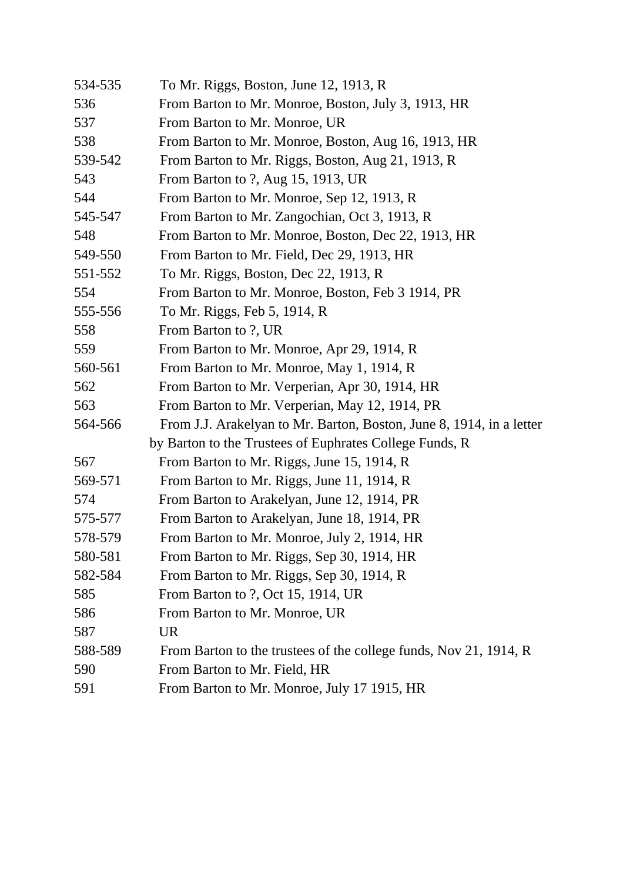| | |
|---|---|
| 534-535 | To Mr. Riggs, Boston, June 12, 1913, R |
| 536 | From Barton to Mr. Monroe, Boston, July 3, 1913, HR |
| 537 | From Barton to Mr. Monroe, UR |
| 538 | From Barton to Mr. Monroe, Boston, Aug 16, 1913, HR |
| 539-542 | From Barton to Mr. Riggs, Boston, Aug 21, 1913, R |
| 543 | From Barton to ?, Aug 15, 1913, UR |
| 544 | From Barton to Mr. Monroe, Sep 12, 1913, R |
| 545-547 | From Barton to Mr. Zangochian, Oct 3, 1913, R |
| 548 | From Barton to Mr. Monroe, Boston, Dec 22, 1913, HR |
| 549-550 | From Barton to Mr. Field, Dec 29, 1913, HR |
| 551-552 | To Mr. Riggs, Boston, Dec 22, 1913, R |
| 554 | From Barton to Mr. Monroe, Boston, Feb 3 1914, PR |
| 555-556 | To Mr. Riggs, Feb 5, 1914, R |
| 558 | From Barton to ?, UR |
| 559 | From Barton to Mr. Monroe, Apr 29, 1914, R |
| 560-561 | From Barton to Mr. Monroe, May 1, 1914, R |
| 562 | From Barton to Mr. Verperian, Apr 30, 1914, HR |
| 563 | From Barton to Mr. Verperian, May 12, 1914, PR |
| 564-566 | From J.J. Arakelyan to Mr. Barton, Boston, June 8, 1914, in a letter by Barton to the Trustees of Euphrates College Funds, R |
| 567 | From Barton to Mr. Riggs, June 15, 1914, R |
| 569-571 | From Barton to Mr. Riggs, June 11, 1914, R |
| 574 | From Barton to Arakelyan, June 12, 1914, PR |
| 575-577 | From Barton to Arakelyan, June 18, 1914, PR |
| 578-579 | From Barton to Mr. Monroe, July 2, 1914, HR |
| 580-581 | From Barton to Mr. Riggs, Sep 30, 1914, HR |
| 582-584 | From Barton to Mr. Riggs, Sep 30, 1914, R |
| 585 | From Barton to ?, Oct 15, 1914, UR |
| 586 | From Barton to Mr. Monroe, UR |
| 587 | UR |
| 588-589 | From Barton to the trustees of the college funds, Nov 21, 1914, R |
| 590 | From Barton to Mr. Field, HR |
| 591 | From Barton to Mr. Monroe, July 17 1915, HR |